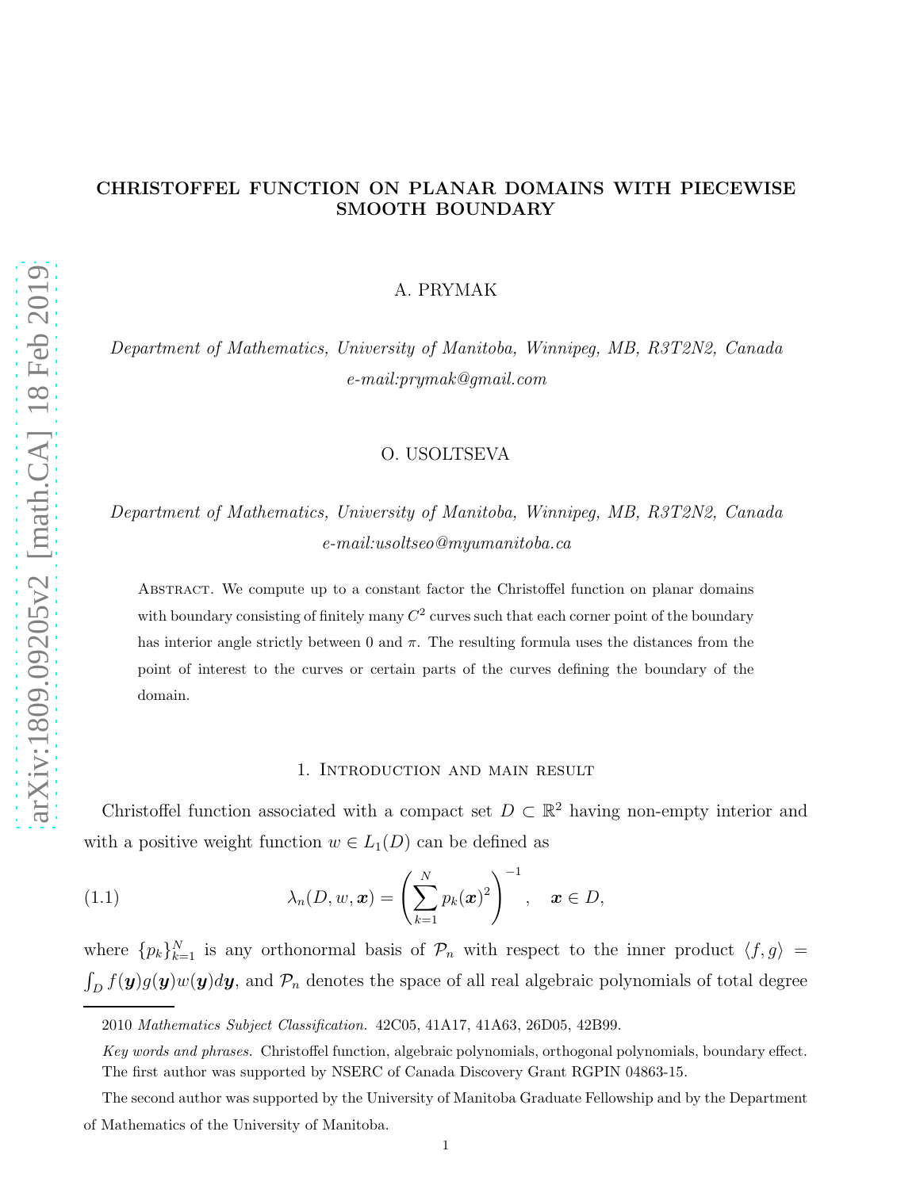# CHRISTOFFEL FUNCTION ON PLANAR DOMAINS WITH PIECEWISE SMOOTH BOUNDARY

A. PRYMAK

*Department of Mathematics, University of Manitoba, Winnipeg, MB, R3T2N2, Canada*
*e-mail:prymak@gmail.com*

O. USOLTSEVA

*Department of Mathematics, University of Manitoba, Winnipeg, MB, R3T2N2, Canada*
*e-mail:usoltseo@myumanitoba.ca*

Abstract. We compute up to a constant factor the Christoffel function on planar domains with boundary consisting of finitely many $C^2$ curves such that each corner point of the boundary has interior angle strictly between 0 and $\pi$. The resulting formula uses the distances from the point of interest to the curves or certain parts of the curves defining the boundary of the domain.

## 1. Introduction and main result

Christoffel function associated with a compact set $D \subset \mathbb{R}^2$ having non-empty interior and with a positive weight function $w \in L_1(D)$ can be defined as

$$\lambda_n(D, w, \boldsymbol{x}) = \left( \sum_{k=1}^{N} p_k(\boldsymbol{x})^2 \right)^{-1}, \quad \boldsymbol{x} \in D, \tag{1.1}$$

where $\{p_k\}_{k=1}^N$ is any orthonormal basis of $\mathcal{P}_n$ with respect to the inner product $\langle f, g \rangle = \int_D f(\boldsymbol{y}) g(\boldsymbol{y}) w(\boldsymbol{y}) d\boldsymbol{y}$, and $\mathcal{P}_n$ denotes the space of all real algebraic polynomials of total degree

---

2010 *Mathematics Subject Classification.* 42C05, 41A17, 41A63, 26D05, 42B99.

*Key words and phrases.* Christoffel function, algebraic polynomials, orthogonal polynomials, boundary effect.

The first author was supported by NSERC of Canada Discovery Grant RGPIN 04863-15.

The second author was supported by the University of Manitoba Graduate Fellowship and by the Department of Mathematics of the University of Manitoba.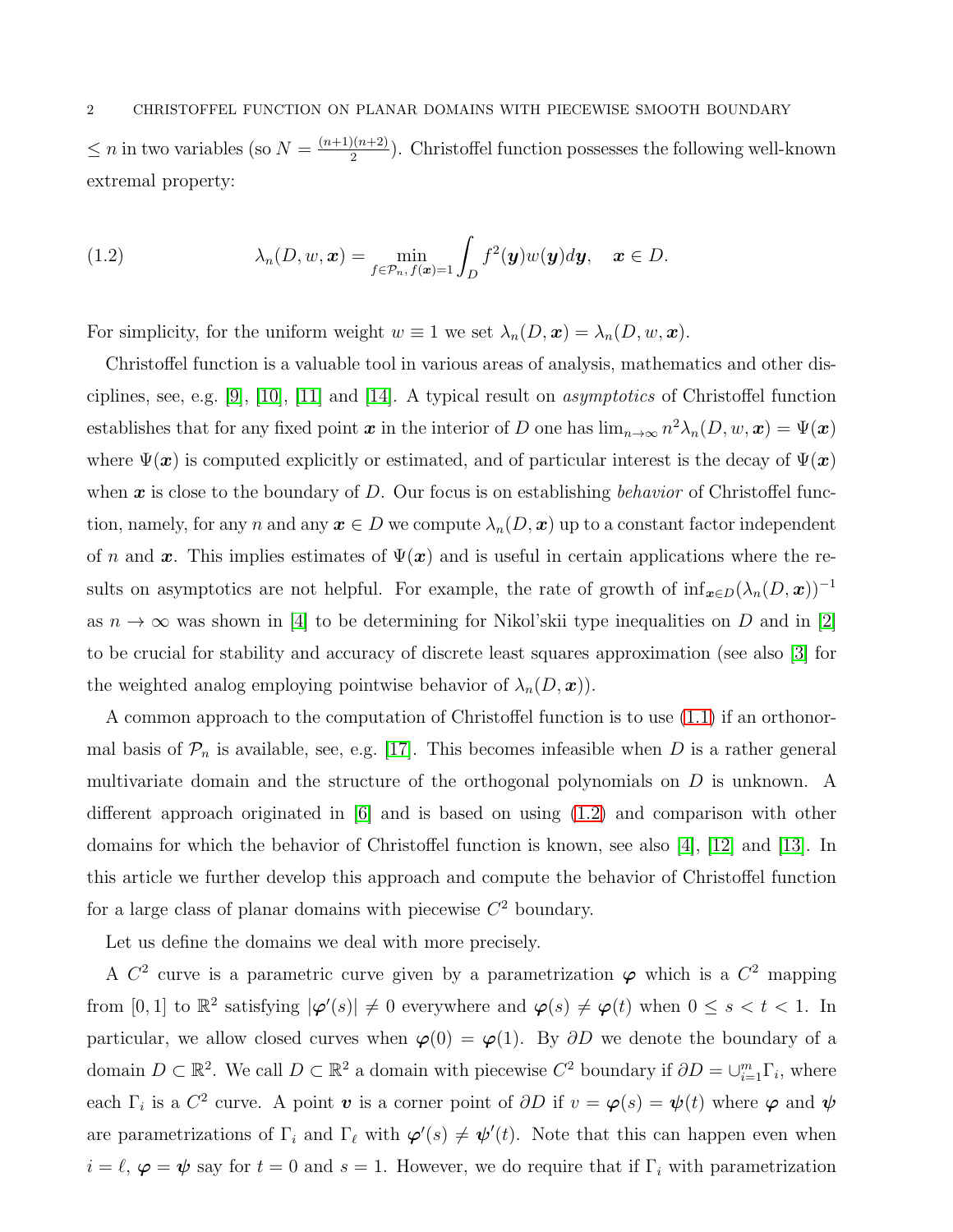$\le n$ in two variables (so $N = \frac{(n+1)(n+2)}{2}$). Christoffel function possesses the following well-known extremal property:

$$\lambda_n(D, w, \boldsymbol{x}) = \min_{f \in \mathcal{P}_n,\, f(\boldsymbol{x})=1} \int_D f^2(\boldsymbol{y}) w(\boldsymbol{y}) d\boldsymbol{y}, \quad \boldsymbol{x} \in D. \tag{1.2}$$

For simplicity, for the uniform weight $w \equiv 1$ we set $\lambda_n(D, \boldsymbol{x}) = \lambda_n(D, w, \boldsymbol{x})$.

Christoffel function is a valuable tool in various areas of analysis, mathematics and other disciplines, see, e.g. [9], [10], [11] and [14]. A typical result on *asymptotics* of Christoffel function establishes that for any fixed point $\boldsymbol{x}$ in the interior of $D$ one has $\lim_{n\to\infty} n^2 \lambda_n(D, w, \boldsymbol{x}) = \Psi(\boldsymbol{x})$ where $\Psi(\boldsymbol{x})$ is computed explicitly or estimated, and of particular interest is the decay of $\Psi(\boldsymbol{x})$ when $\boldsymbol{x}$ is close to the boundary of $D$. Our focus is on establishing *behavior* of Christoffel function, namely, for any $n$ and any $\boldsymbol{x} \in D$ we compute $\lambda_n(D, \boldsymbol{x})$ up to a constant factor independent of $n$ and $\boldsymbol{x}$. This implies estimates of $\Psi(\boldsymbol{x})$ and is useful in certain applications where the results on asymptotics are not helpful. For example, the rate of growth of $\inf_{\boldsymbol{x}\in D}(\lambda_n(D, \boldsymbol{x}))^{-1}$ as $n \to \infty$ was shown in [4] to be determining for Nikol'skii type inequalities on $D$ and in [2] to be crucial for stability and accuracy of discrete least squares approximation (see also [3] for the weighted analog employing pointwise behavior of $\lambda_n(D, \boldsymbol{x})$).

A common approach to the computation of Christoffel function is to use (1.1) if an orthonormal basis of $\mathcal{P}_n$ is available, see, e.g. [17]. This becomes infeasible when $D$ is a rather general multivariate domain and the structure of the orthogonal polynomials on $D$ is unknown. A different approach originated in [6] and is based on using (1.2) and comparison with other domains for which the behavior of Christoffel function is known, see also [4], [12] and [13]. In this article we further develop this approach and compute the behavior of Christoffel function for a large class of planar domains with piecewise $C^2$ boundary.

Let us define the domains we deal with more precisely.

A $C^2$ curve is a parametric curve given by a parametrization $\boldsymbol{\varphi}$ which is a $C^2$ mapping from $[0, 1]$ to $\mathbb{R}^2$ satisfying $|\boldsymbol{\varphi}'(s)| \ne 0$ everywhere and $\boldsymbol{\varphi}(s) \ne \boldsymbol{\varphi}(t)$ when $0 \le s < t < 1$. In particular, we allow closed curves when $\boldsymbol{\varphi}(0) = \boldsymbol{\varphi}(1)$. By $\partial D$ we denote the boundary of a domain $D \subset \mathbb{R}^2$. We call $D \subset \mathbb{R}^2$ a domain with piecewise $C^2$ boundary if $\partial D = \cup_{i=1}^m \Gamma_i$, where each $\Gamma_i$ is a $C^2$ curve. A point $\boldsymbol{v}$ is a corner point of $\partial D$ if $v = \boldsymbol{\varphi}(s) = \boldsymbol{\psi}(t)$ where $\boldsymbol{\varphi}$ and $\boldsymbol{\psi}$ are parametrizations of $\Gamma_i$ and $\Gamma_\ell$ with $\boldsymbol{\varphi}'(s) \ne \boldsymbol{\psi}'(t)$. Note that this can happen even when $i = \ell$, $\boldsymbol{\varphi} = \boldsymbol{\psi}$ say for $t = 0$ and $s = 1$. However, we do require that if $\Gamma_i$ with parametrization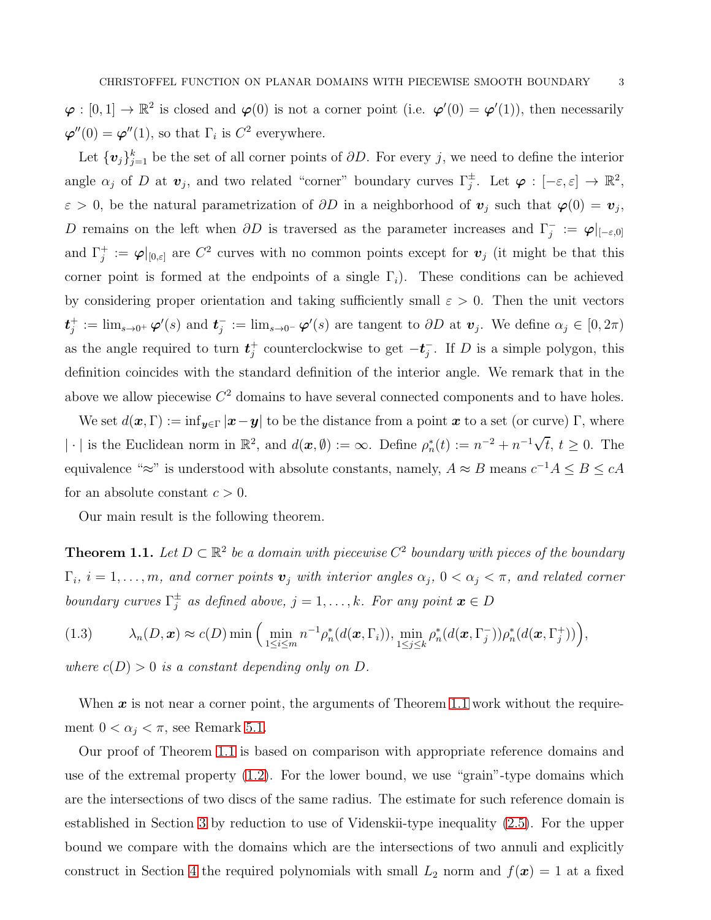$\boldsymbol{\varphi} : [0, 1] \to \mathbb{R}^2$ is closed and $\boldsymbol{\varphi}(0)$ is not a corner point (i.e. $\boldsymbol{\varphi}'(0) = \boldsymbol{\varphi}'(1)$), then necessarily $\boldsymbol{\varphi}''(0) = \boldsymbol{\varphi}''(1)$, so that $\Gamma_i$ is $C^2$ everywhere.

Let $\{\boldsymbol{v}_j\}_{j=1}^k$ be the set of all corner points of $\partial D$. For every $j$, we need to define the interior angle $\alpha_j$ of $D$ at $\boldsymbol{v}_j$, and two related "corner" boundary curves $\Gamma_j^\pm$. Let $\boldsymbol{\varphi} : [-\varepsilon, \varepsilon] \to \mathbb{R}^2$, $\varepsilon > 0$, be the natural parametrization of $\partial D$ in a neighborhood of $\boldsymbol{v}_j$ such that $\boldsymbol{\varphi}(0) = \boldsymbol{v}_j$, $D$ remains on the left when $\partial D$ is traversed as the parameter increases and $\Gamma_j^- := \boldsymbol{\varphi}|_{[-\varepsilon,0]}$ and $\Gamma_j^+ := \boldsymbol{\varphi}|_{[0,\varepsilon]}$ are $C^2$ curves with no common points except for $\boldsymbol{v}_j$ (it might be that this corner point is formed at the endpoints of a single $\Gamma_i$). These conditions can be achieved by considering proper orientation and taking sufficiently small $\varepsilon > 0$. Then the unit vectors $\boldsymbol{t}_j^+ := \lim_{s \to 0^+} \boldsymbol{\varphi}'(s)$ and $\boldsymbol{t}_j^- := \lim_{s \to 0^-} \boldsymbol{\varphi}'(s)$ are tangent to $\partial D$ at $\boldsymbol{v}_j$. We define $\alpha_j \in [0, 2\pi)$ as the angle required to turn $\boldsymbol{t}_j^+$ counterclockwise to get $-\boldsymbol{t}_j^-$. If $D$ is a simple polygon, this definition coincides with the standard definition of the interior angle. We remark that in the above we allow piecewise $C^2$ domains to have several connected components and to have holes.

We set $d(\boldsymbol{x}, \Gamma) := \inf_{\boldsymbol{y} \in \Gamma} |\boldsymbol{x} - \boldsymbol{y}|$ to be the distance from a point $\boldsymbol{x}$ to a set (or curve) $\Gamma$, where $|\cdot|$ is the Euclidean norm in $\mathbb{R}^2$, and $d(\boldsymbol{x}, \emptyset) := \infty$. Define $\rho_n^*(t) := n^{-2} + n^{-1}\sqrt{t}$, $t \geq 0$. The equivalence "$\approx$" is understood with absolute constants, namely, $A \approx B$ means $c^{-1}A \leq B \leq cA$ for an absolute constant $c > 0$.

Our main result is the following theorem.

**Theorem 1.1.** *Let $D \subset \mathbb{R}^2$ be a domain with piecewise $C^2$ boundary with pieces of the boundary $\Gamma_i$, $i = 1, \ldots, m$, and corner points $\boldsymbol{v}_j$ with interior angles $\alpha_j$, $0 < \alpha_j < \pi$, and related corner boundary curves $\Gamma_j^\pm$ as defined above, $j = 1, \ldots, k$. For any point $\boldsymbol{x} \in D$*

$$\lambda_n(D, \boldsymbol{x}) \approx c(D) \min\Big( \min_{1 \leq i \leq m} n^{-1} \rho_n^*(d(\boldsymbol{x}, \Gamma_i)), \min_{1 \leq j \leq k} \rho_n^*(d(\boldsymbol{x}, \Gamma_j^-)) \rho_n^*(d(\boldsymbol{x}, \Gamma_j^+)) \Big), \tag{1.3}$$

*where $c(D) > 0$ is a constant depending only on $D$.*

When $\boldsymbol{x}$ is not near a corner point, the arguments of Theorem 1.1 work without the requirement $0 < \alpha_j < \pi$, see Remark 5.1.

Our proof of Theorem 1.1 is based on comparison with appropriate reference domains and use of the extremal property (1.2). For the lower bound, we use "grain"-type domains which are the intersections of two discs of the same radius. The estimate for such reference domain is established in Section 3 by reduction to use of Videnskii-type inequality (2.5). For the upper bound we compare with the domains which are the intersections of two annuli and explicitly construct in Section 4 the required polynomials with small $L_2$ norm and $f(\boldsymbol{x}) = 1$ at a fixed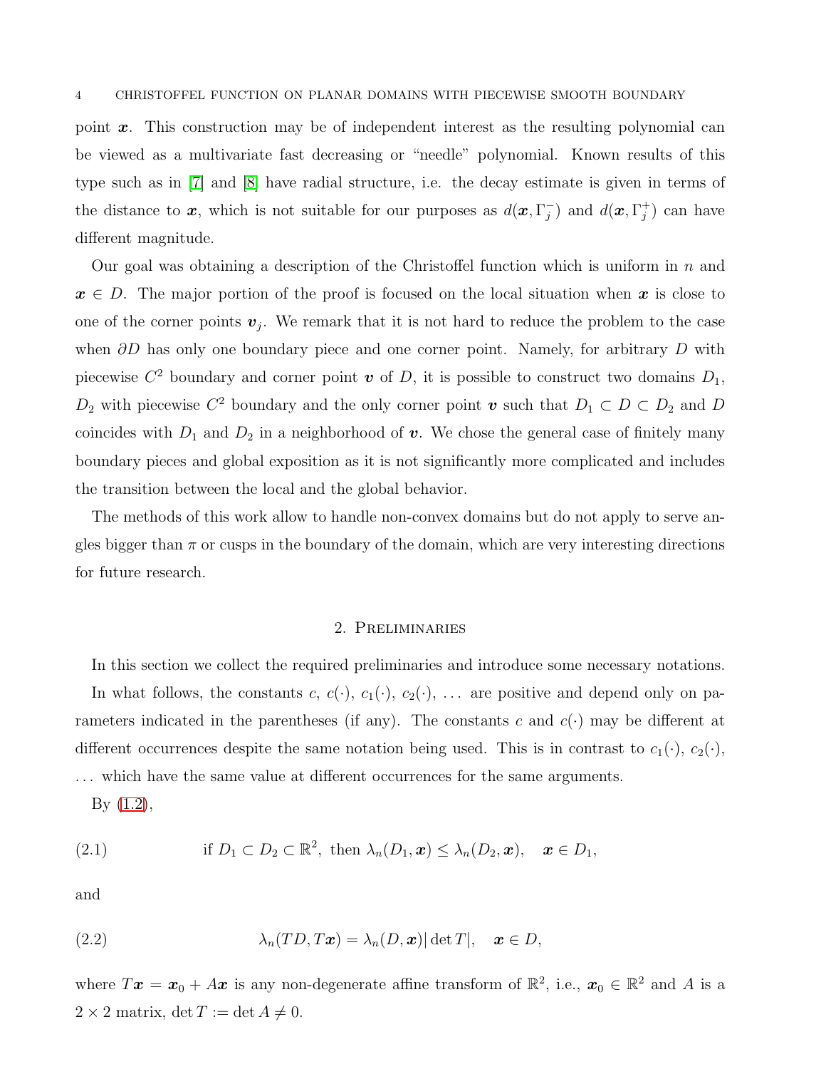point $\boldsymbol{x}$. This construction may be of independent interest as the resulting polynomial can be viewed as a multivariate fast decreasing or "needle" polynomial. Known results of this type such as in [7] and [8] have radial structure, i.e. the decay estimate is given in terms of the distance to $\boldsymbol{x}$, which is not suitable for our purposes as $d(\boldsymbol{x}, \Gamma_j^-)$ and $d(\boldsymbol{x}, \Gamma_j^+)$ can have different magnitude.

Our goal was obtaining a description of the Christoffel function which is uniform in $n$ and $\boldsymbol{x} \in D$. The major portion of the proof is focused on the local situation when $\boldsymbol{x}$ is close to one of the corner points $\boldsymbol{v}_j$. We remark that it is not hard to reduce the problem to the case when $\partial D$ has only one boundary piece and one corner point. Namely, for arbitrary $D$ with piecewise $C^2$ boundary and corner point $\boldsymbol{v}$ of $D$, it is possible to construct two domains $D_1$, $D_2$ with piecewise $C^2$ boundary and the only corner point $\boldsymbol{v}$ such that $D_1 \subset D \subset D_2$ and $D$ coincides with $D_1$ and $D_2$ in a neighborhood of $\boldsymbol{v}$. We chose the general case of finitely many boundary pieces and global exposition as it is not significantly more complicated and includes the transition between the local and the global behavior.

The methods of this work allow to handle non-convex domains but do not apply to serve angles bigger than $\pi$ or cusps in the boundary of the domain, which are very interesting directions for future research.

## 2. Preliminaries

In this section we collect the required preliminaries and introduce some necessary notations.

In what follows, the constants $c$, $c(\cdot)$, $c_1(\cdot)$, $c_2(\cdot)$, ... are positive and depend only on parameters indicated in the parentheses (if any). The constants $c$ and $c(\cdot)$ may be different at different occurrences despite the same notation being used. This is in contrast to $c_1(\cdot)$, $c_2(\cdot)$, ... which have the same value at different occurrences for the same arguments.

By (1.2),

$$\text{if } D_1 \subset D_2 \subset \mathbb{R}^2, \text{ then } \lambda_n(D_1, \boldsymbol{x}) \le \lambda_n(D_2, \boldsymbol{x}), \quad \boldsymbol{x} \in D_1, \tag{2.1}$$

and

$$\lambda_n(TD, T\boldsymbol{x}) = \lambda_n(D, \boldsymbol{x})|\det T|, \quad \boldsymbol{x} \in D, \tag{2.2}$$

where $T\boldsymbol{x} = \boldsymbol{x}_0 + A\boldsymbol{x}$ is any non-degenerate affine transform of $\mathbb{R}^2$, i.e., $\boldsymbol{x}_0 \in \mathbb{R}^2$ and $A$ is a $2 \times 2$ matrix, $\det T := \det A \neq 0$.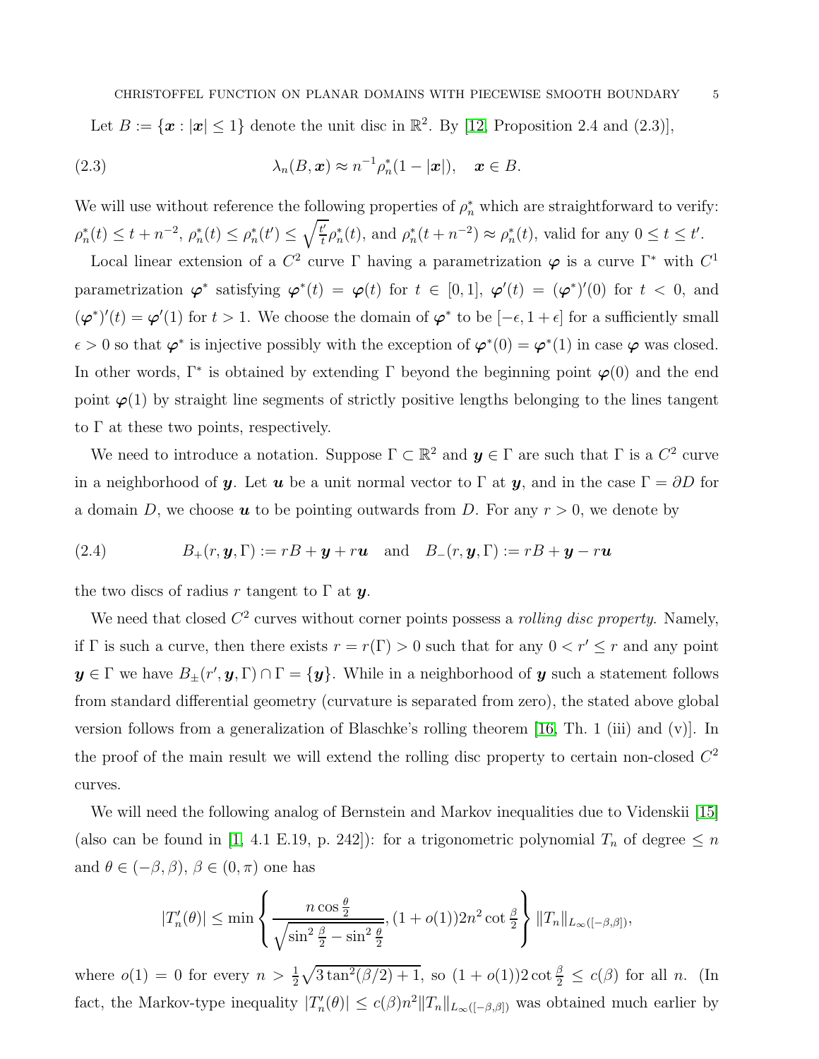Let $B := \{\boldsymbol{x} : |\boldsymbol{x}| \le 1\}$ denote the unit disc in $\mathbb{R}^2$. By [12, Proposition 2.4 and (2.3)],

$$\lambda_n(B, \boldsymbol{x}) \approx n^{-1}\rho_n^*(1 - |\boldsymbol{x}|), \quad \boldsymbol{x} \in B. \tag{2.3}$$

We will use without reference the following properties of $\rho_n^*$ which are straightforward to verify: $\rho_n^*(t) \le t + n^{-2}$, $\rho_n^*(t) \le \rho_n^*(t') \le \sqrt{\frac{t'}{t}}\rho_n^*(t)$, and $\rho_n^*(t + n^{-2}) \approx \rho_n^*(t)$, valid for any $0 \le t \le t'$.

Local linear extension of a $C^2$ curve $\Gamma$ having a parametrization $\boldsymbol{\varphi}$ is a curve $\Gamma^*$ with $C^1$ parametrization $\boldsymbol{\varphi}^*$ satisfying $\boldsymbol{\varphi}^*(t) = \boldsymbol{\varphi}(t)$ for $t \in [0,1]$, $\boldsymbol{\varphi}'(t) = (\boldsymbol{\varphi}^*)'(0)$ for $t < 0$, and $(\boldsymbol{\varphi}^*)'(t) = \boldsymbol{\varphi}'(1)$ for $t > 1$. We choose the domain of $\boldsymbol{\varphi}^*$ to be $[-\epsilon, 1+\epsilon]$ for a sufficiently small $\epsilon > 0$ so that $\boldsymbol{\varphi}^*$ is injective possibly with the exception of $\boldsymbol{\varphi}^*(0) = \boldsymbol{\varphi}^*(1)$ in case $\boldsymbol{\varphi}$ was closed. In other words, $\Gamma^*$ is obtained by extending $\Gamma$ beyond the beginning point $\boldsymbol{\varphi}(0)$ and the end point $\boldsymbol{\varphi}(1)$ by straight line segments of strictly positive lengths belonging to the lines tangent to $\Gamma$ at these two points, respectively.

We need to introduce a notation. Suppose $\Gamma \subset \mathbb{R}^2$ and $\boldsymbol{y} \in \Gamma$ are such that $\Gamma$ is a $C^2$ curve in a neighborhood of $\boldsymbol{y}$. Let $\boldsymbol{u}$ be a unit normal vector to $\Gamma$ at $\boldsymbol{y}$, and in the case $\Gamma = \partial D$ for a domain $D$, we choose $\boldsymbol{u}$ to be pointing outwards from $D$. For any $r > 0$, we denote by

$$B_+(r, \boldsymbol{y}, \Gamma) := rB + \boldsymbol{y} + r\boldsymbol{u} \quad \text{and} \quad B_-(r, \boldsymbol{y}, \Gamma) := rB + \boldsymbol{y} - r\boldsymbol{u} \tag{2.4}$$

the two discs of radius $r$ tangent to $\Gamma$ at $\boldsymbol{y}$.

We need that closed $C^2$ curves without corner points possess a *rolling disc property*. Namely, if $\Gamma$ is such a curve, then there exists $r = r(\Gamma) > 0$ such that for any $0 < r' \le r$ and any point $\boldsymbol{y} \in \Gamma$ we have $B_\pm(r', \boldsymbol{y}, \Gamma) \cap \Gamma = \{\boldsymbol{y}\}$. While in a neighborhood of $\boldsymbol{y}$ such a statement follows from standard differential geometry (curvature is separated from zero), the stated above global version follows from a generalization of Blaschke's rolling theorem [16, Th. 1 (iii) and (v)]. In the proof of the main result we will extend the rolling disc property to certain non-closed $C^2$ curves.

We will need the following analog of Bernstein and Markov inequalities due to Videnskii [15] (also can be found in [1, 4.1 E.19, p. 242]): for a trigonometric polynomial $T_n$ of degree $\le n$ and $\theta \in (-\beta, \beta)$, $\beta \in (0, \pi)$ one has

$$|T_n'(\theta)| \le \min\left\{ \frac{n\cos\frac{\theta}{2}}{\sqrt{\sin^2\frac{\beta}{2} - \sin^2\frac{\theta}{2}}}, (1 + o(1))2n^2\cot\frac{\beta}{2} \right\} \|T_n\|_{L_\infty([-\beta,\beta])},$$

where $o(1) = 0$ for every $n > \frac{1}{2}\sqrt{3\tan^2(\beta/2) + 1}$, so $(1 + o(1))2\cot\frac{\beta}{2} \le c(\beta)$ for all $n$. (In fact, the Markov-type inequality $|T_n'(\theta)| \le c(\beta)n^2\|T_n\|_{L_\infty([-\beta,\beta])}$ was obtained much earlier by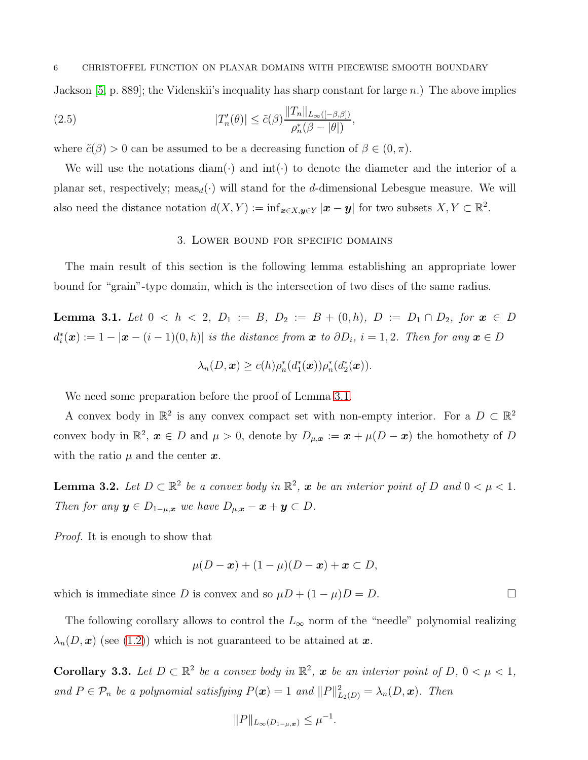Jackson [5, p. 889]; the Videnskii's inequality has sharp constant for large $n$.) The above implies

$$|T_n'(\theta)| \le \tilde{c}(\beta) \frac{\|T_n\|_{L_\infty([-\beta,\beta])}}{\rho_n^*(\beta - |\theta|)}, \tag{2.5}$$

where $\tilde{c}(\beta) > 0$ can be assumed to be a decreasing function of $\beta \in (0, \pi)$.

We will use the notations $\operatorname{diam}(\cdot)$ and $\operatorname{int}(\cdot)$ to denote the diameter and the interior of a planar set, respectively; $\operatorname{meas}_d(\cdot)$ will stand for the $d$-dimensional Lebesgue measure. We will also need the distance notation $d(X, Y) := \inf_{\boldsymbol{x} \in X, \boldsymbol{y} \in Y} |\boldsymbol{x} - \boldsymbol{y}|$ for two subsets $X, Y \subset \mathbb{R}^2$.

## 3. Lower bound for specific domains

The main result of this section is the following lemma establishing an appropriate lower bound for "grain"-type domain, which is the intersection of two discs of the same radius.

**Lemma 3.1.** *Let $0 < h < 2$, $D_1 := B$, $D_2 := B + (0, h)$, $D := D_1 \cap D_2$, for $\boldsymbol{x} \in D$ $d_i^*(\boldsymbol{x}) := 1 - |\boldsymbol{x} - (i-1)(0, h)|$ is the distance from $\boldsymbol{x}$ to $\partial D_i$, $i = 1, 2$. Then for any $\boldsymbol{x} \in D$*

$$\lambda_n(D, \boldsymbol{x}) \ge c(h) \rho_n^*(d_1^*(\boldsymbol{x})) \rho_n^*(d_2^*(\boldsymbol{x})).$$

We need some preparation before the proof of Lemma 3.1.

A convex body in $\mathbb{R}^2$ is any convex compact set with non-empty interior. For a $D \subset \mathbb{R}^2$ convex body in $\mathbb{R}^2$, $\boldsymbol{x} \in D$ and $\mu > 0$, denote by $D_{\mu,\boldsymbol{x}} := \boldsymbol{x} + \mu(D - \boldsymbol{x})$ the homothety of $D$ with the ratio $\mu$ and the center $\boldsymbol{x}$.

**Lemma 3.2.** *Let $D \subset \mathbb{R}^2$ be a convex body in $\mathbb{R}^2$, $\boldsymbol{x}$ be an interior point of $D$ and $0 < \mu < 1$. Then for any $\boldsymbol{y} \in D_{1-\mu,\boldsymbol{x}}$ we have $D_{\mu,\boldsymbol{x}} - \boldsymbol{x} + \boldsymbol{y} \subset D$.*

*Proof.* It is enough to show that

$$\mu(D - \boldsymbol{x}) + (1 - \mu)(D - \boldsymbol{x}) + \boldsymbol{x} \subset D,$$

which is immediate since $D$ is convex and so $\mu D + (1 - \mu) D = D$. $\square$

The following corollary allows to control the $L_\infty$ norm of the "needle" polynomial realizing $\lambda_n(D, \boldsymbol{x})$ (see (1.2)) which is not guaranteed to be attained at $\boldsymbol{x}$.

**Corollary 3.3.** *Let $D \subset \mathbb{R}^2$ be a convex body in $\mathbb{R}^2$, $\boldsymbol{x}$ be an interior point of $D$, $0 < \mu < 1$, and $P \in \mathcal{P}_n$ be a polynomial satisfying $P(\boldsymbol{x}) = 1$ and $\|P\|_{L_2(D)}^2 = \lambda_n(D, \boldsymbol{x})$. Then*

$$\|P\|_{L_\infty(D_{1-\mu,\boldsymbol{x}})} \le \mu^{-1}.$$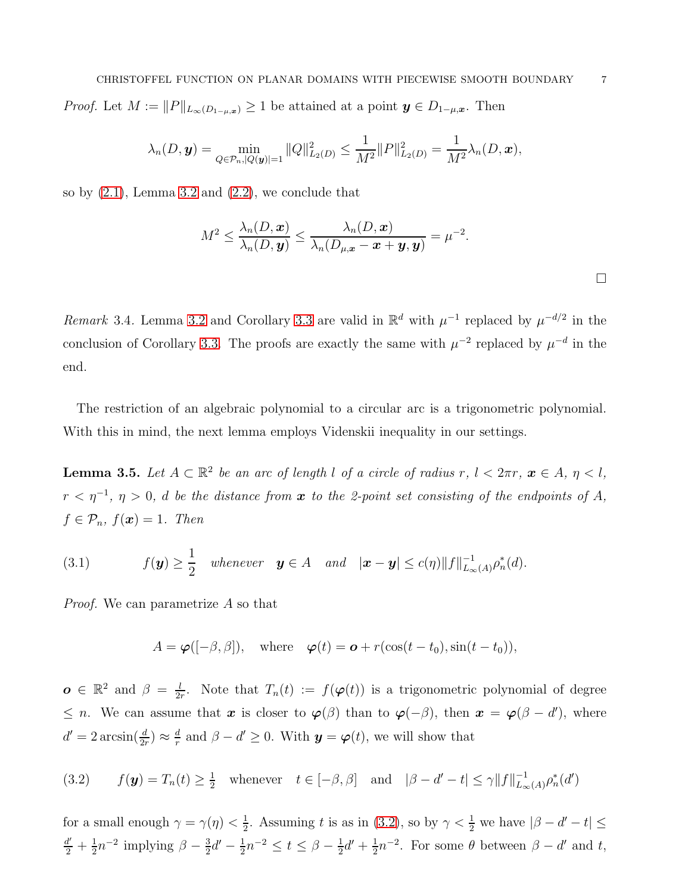*Proof.* Let $M := \|P\|_{L_\infty(D_{1-\mu,\boldsymbol{x}})} \geq 1$ be attained at a point $\boldsymbol{y} \in D_{1-\mu,\boldsymbol{x}}$. Then

$$\lambda_n(D, \boldsymbol{y}) = \min_{Q \in \mathcal{P}_n, |Q(\boldsymbol{y})|=1} \|Q\|^2_{L_2(D)} \leq \frac{1}{M^2}\|P\|^2_{L_2(D)} = \frac{1}{M^2}\lambda_n(D, \boldsymbol{x}),$$

so by (2.1), Lemma 3.2 and (2.2), we conclude that

$$M^2 \leq \frac{\lambda_n(D, \boldsymbol{x})}{\lambda_n(D, \boldsymbol{y})} \leq \frac{\lambda_n(D, \boldsymbol{x})}{\lambda_n(D_{\mu,\boldsymbol{x}} - \boldsymbol{x} + \boldsymbol{y}, \boldsymbol{y})} = \mu^{-2}.$$

□

*Remark* 3.4. Lemma 3.2 and Corollary 3.3 are valid in $\mathbb{R}^d$ with $\mu^{-1}$ replaced by $\mu^{-d/2}$ in the conclusion of Corollary 3.3. The proofs are exactly the same with $\mu^{-2}$ replaced by $\mu^{-d}$ in the end.

The restriction of an algebraic polynomial to a circular arc is a trigonometric polynomial. With this in mind, the next lemma employs Videnskii inequality in our settings.

**Lemma 3.5.** *Let $A \subset \mathbb{R}^2$ be an arc of length $l$ of a circle of radius $r$, $l < 2\pi r$, $\boldsymbol{x} \in A$, $\eta < l$, $r < \eta^{-1}$, $\eta > 0$, $d$ be the distance from $\boldsymbol{x}$ to the 2-point set consisting of the endpoints of $A$, $f \in \mathcal{P}_n$, $f(\boldsymbol{x}) = 1$. Then*

$$f(\boldsymbol{y}) \geq \frac{1}{2} \quad \textit{whenever} \quad \boldsymbol{y} \in A \quad \textit{and} \quad |\boldsymbol{x} - \boldsymbol{y}| \leq c(\eta)\|f\|^{-1}_{L_\infty(A)}\rho^*_n(d). \tag{3.1}$$

*Proof.* We can parametrize $A$ so that

$$A = \boldsymbol{\varphi}([-\beta, \beta]), \quad \text{where} \quad \boldsymbol{\varphi}(t) = \boldsymbol{o} + r(\cos(t - t_0), \sin(t - t_0)),$$

$\boldsymbol{o} \in \mathbb{R}^2$ and $\beta = \frac{l}{2r}$. Note that $T_n(t) := f(\boldsymbol{\varphi}(t))$ is a trigonometric polynomial of degree $\leq n$. We can assume that $\boldsymbol{x}$ is closer to $\boldsymbol{\varphi}(\beta)$ than to $\boldsymbol{\varphi}(-\beta)$, then $\boldsymbol{x} = \boldsymbol{\varphi}(\beta - d')$, where $d' = 2\arcsin(\frac{d}{2r}) \approx \frac{d}{r}$ and $\beta - d' \geq 0$. With $\boldsymbol{y} = \boldsymbol{\varphi}(t)$, we will show that

$$f(\boldsymbol{y}) = T_n(t) \geq \tfrac{1}{2} \quad \text{whenever} \quad t \in [-\beta, \beta] \quad \text{and} \quad |\beta - d' - t| \leq \gamma\|f\|^{-1}_{L_\infty(A)}\rho^*_n(d') \tag{3.2}$$

for a small enough $\gamma = \gamma(\eta) < \frac{1}{2}$. Assuming $t$ is as in (3.2), so by $\gamma < \frac{1}{2}$ we have $|\beta - d' - t| \leq \frac{d'}{2} + \frac{1}{2}n^{-2}$ implying $\beta - \frac{3}{2}d' - \frac{1}{2}n^{-2} \leq t \leq \beta - \frac{1}{2}d' + \frac{1}{2}n^{-2}$. For some $\theta$ between $\beta - d'$ and $t$,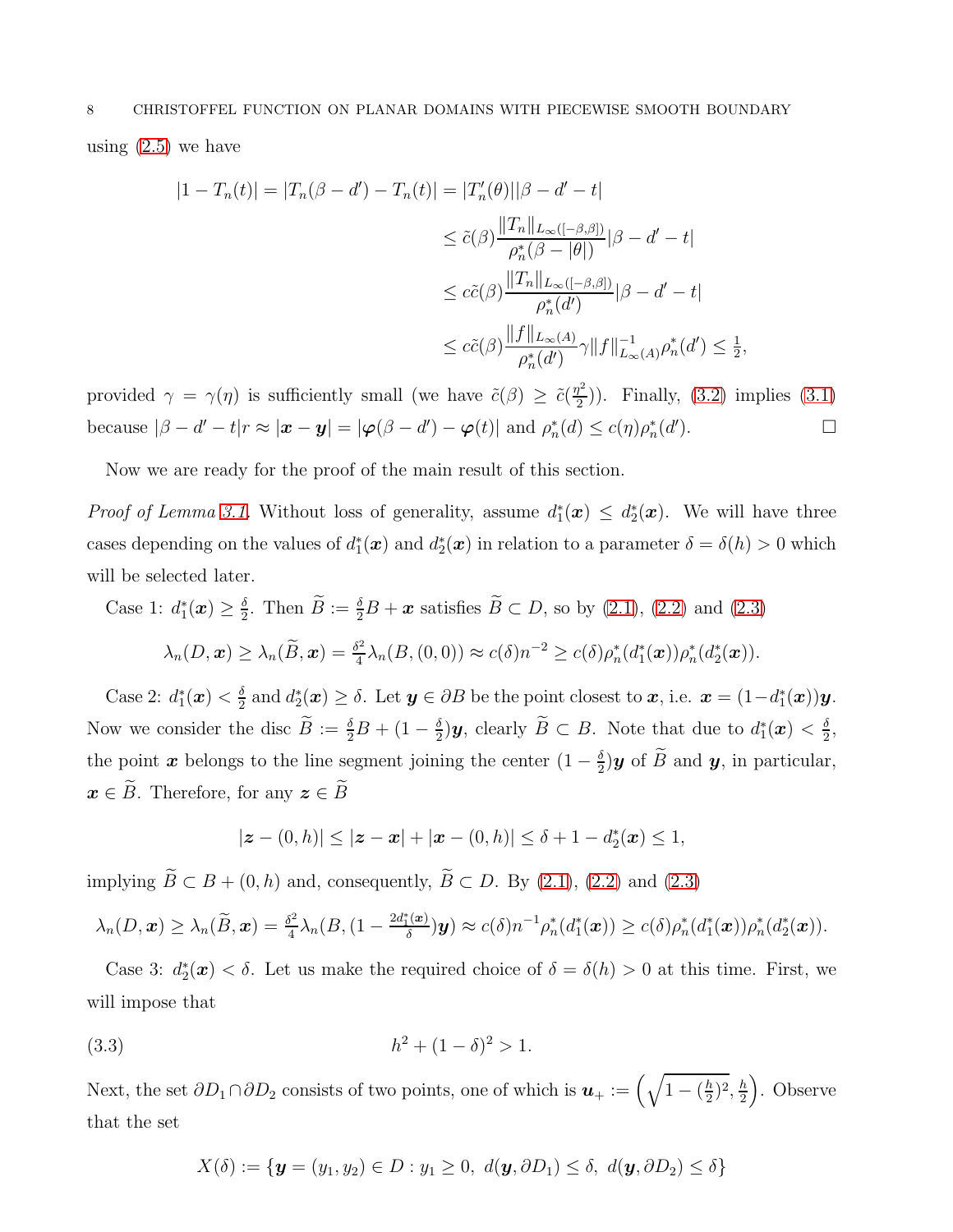using (2.5) we have

$$
\begin{aligned}
|1 - T_n(t)| = |T_n(\beta - d') - T_n(t)| &= |T_n'(\theta)||\beta - d' - t| \\
&\le \tilde{c}(\beta) \frac{\|T_n\|_{L_\infty([-\beta,\beta])}}{\rho_n^*(\beta - |\theta|)} |\beta - d' - t| \\
&\le c\tilde{c}(\beta) \frac{\|T_n\|_{L_\infty([-\beta,\beta])}}{\rho_n^*(d')} |\beta - d' - t| \\
&\le c\tilde{c}(\beta) \frac{\|f\|_{L_\infty(A)}}{\rho_n^*(d')} \gamma \|f\|_{L_\infty(A)}^{-1} \rho_n^*(d') \le \tfrac{1}{2},
\end{aligned}
$$

provided $\gamma = \gamma(\eta)$ is sufficiently small (we have $\tilde{c}(\beta) \ge \tilde{c}(\frac{\eta^2}{2})$). Finally, (3.2) implies (3.1) because $|\beta - d' - t| r \approx |\boldsymbol{x} - \boldsymbol{y}| = |\boldsymbol{\varphi}(\beta - d') - \boldsymbol{\varphi}(t)|$ and $\rho_n^*(d) \le c(\eta) \rho_n^*(d')$. □

Now we are ready for the proof of the main result of this section.

*Proof of Lemma 3.1.* Without loss of generality, assume $d_1^*(\boldsymbol{x}) \le d_2^*(\boldsymbol{x})$. We will have three cases depending on the values of $d_1^*(\boldsymbol{x})$ and $d_2^*(\boldsymbol{x})$ in relation to a parameter $\delta = \delta(h) > 0$ which will be selected later.

Case 1: $d_1^*(\boldsymbol{x}) \ge \frac{\delta}{2}$. Then $\widetilde{B} := \frac{\delta}{2} B + \boldsymbol{x}$ satisfies $\widetilde{B} \subset D$, so by (2.1), (2.2) and (2.3)

$$
\lambda_n(D, \boldsymbol{x}) \ge \lambda_n(\widetilde{B}, \boldsymbol{x}) = \tfrac{\delta^2}{4} \lambda_n(B, (0,0)) \approx c(\delta) n^{-2} \ge c(\delta) \rho_n^*(d_1^*(\boldsymbol{x})) \rho_n^*(d_2^*(\boldsymbol{x})).
$$

Case 2: $d_1^*(\boldsymbol{x}) < \frac{\delta}{2}$ and $d_2^*(\boldsymbol{x}) \ge \delta$. Let $\boldsymbol{y} \in \partial B$ be the point closest to $\boldsymbol{x}$, i.e. $\boldsymbol{x} = (1 - d_1^*(\boldsymbol{x}))\boldsymbol{y}$. Now we consider the disc $\widetilde{B} := \frac{\delta}{2} B + (1 - \frac{\delta}{2})\boldsymbol{y}$, clearly $\widetilde{B} \subset B$. Note that due to $d_1^*(\boldsymbol{x}) < \frac{\delta}{2}$, the point $\boldsymbol{x}$ belongs to the line segment joining the center $(1 - \frac{\delta}{2})\boldsymbol{y}$ of $\widetilde{B}$ and $\boldsymbol{y}$, in particular, $\boldsymbol{x} \in \widetilde{B}$. Therefore, for any $\boldsymbol{z} \in \widetilde{B}$

$$
|\boldsymbol{z} - (0,h)| \le |\boldsymbol{z} - \boldsymbol{x}| + |\boldsymbol{x} - (0,h)| \le \delta + 1 - d_2^*(\boldsymbol{x}) \le 1,
$$

implying $\widetilde{B} \subset B + (0,h)$ and, consequently, $\widetilde{B} \subset D$. By (2.1), (2.2) and (2.3)

$$
\lambda_n(D, \boldsymbol{x}) \ge \lambda_n(\widetilde{B}, \boldsymbol{x}) = \tfrac{\delta^2}{4} \lambda_n(B, (1 - \tfrac{2 d_1^*(\boldsymbol{x})}{\delta})\boldsymbol{y}) \approx c(\delta) n^{-1} \rho_n^*(d_1^*(\boldsymbol{x})) \ge c(\delta) \rho_n^*(d_1^*(\boldsymbol{x})) \rho_n^*(d_2^*(\boldsymbol{x})).
$$

Case 3: $d_2^*(\boldsymbol{x}) < \delta$. Let us make the required choice of $\delta = \delta(h) > 0$ at this time. First, we will impose that

$$
h^2 + (1 - \delta)^2 > 1. \tag{3.3}
$$

Next, the set $\partial D_1 \cap \partial D_2$ consists of two points, one of which is $\boldsymbol{u}_+ := \left( \sqrt{1 - (\frac{h}{2})^2}, \frac{h}{2} \right)$. Observe that the set

$$
X(\delta) := \{ \boldsymbol{y} = (y_1, y_2) \in D : y_1 \ge 0,\ d(\boldsymbol{y}, \partial D_1) \le \delta,\ d(\boldsymbol{y}, \partial D_2) \le \delta \}
$$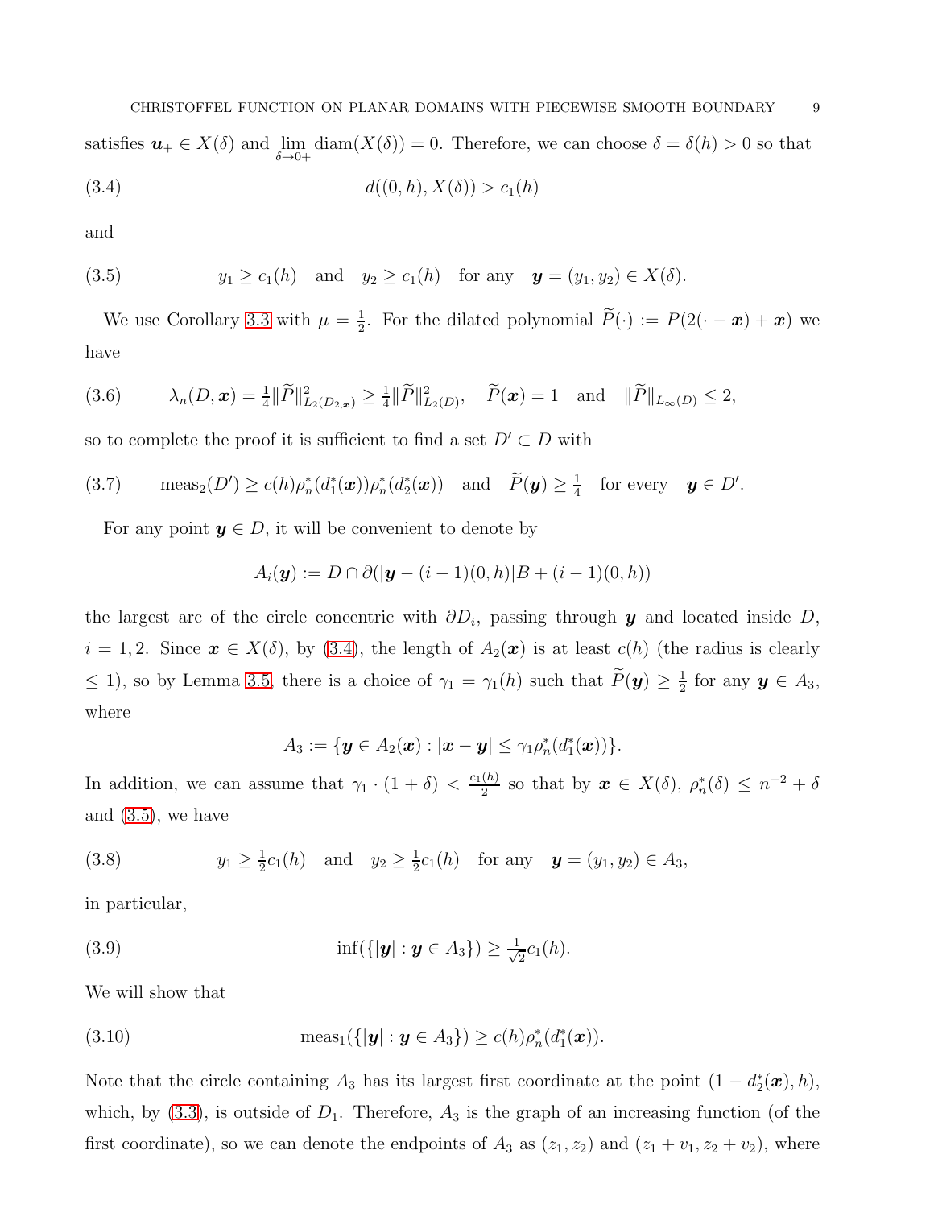satisfies $\boldsymbol{u}_+ \in X(\delta)$ and $\lim_{\delta\to 0+} \operatorname{diam}(X(\delta)) = 0$. Therefore, we can choose $\delta = \delta(h) > 0$ so that

$$d((0,h), X(\delta)) > c_1(h) \tag{3.4}$$

and

$$y_1 \ge c_1(h) \quad \text{and} \quad y_2 \ge c_1(h) \quad \text{for any} \quad \boldsymbol{y} = (y_1, y_2) \in X(\delta). \tag{3.5}$$

We use Corollary 3.3 with $\mu = \frac{1}{2}$. For the dilated polynomial $\widetilde{P}(\cdot) := P(2(\cdot - \boldsymbol{x}) + \boldsymbol{x})$ we have

$$\lambda_n(D, \boldsymbol{x}) = \tfrac{1}{4}\|\widetilde{P}\|^2_{L_2(D_{2,\boldsymbol{x}})} \ge \tfrac{1}{4}\|\widetilde{P}\|^2_{L_2(D)}, \quad \widetilde{P}(\boldsymbol{x}) = 1 \quad \text{and} \quad \|\widetilde{P}\|_{L_\infty(D)} \le 2, \tag{3.6}$$

so to complete the proof it is sufficient to find a set $D' \subset D$ with

$$\operatorname{meas}_2(D') \ge c(h)\rho^*_n(d^*_1(\boldsymbol{x}))\rho^*_n(d^*_2(\boldsymbol{x})) \quad \text{and} \quad \widetilde{P}(\boldsymbol{y}) \ge \tfrac{1}{4} \quad \text{for every} \quad \boldsymbol{y} \in D'. \tag{3.7}$$

For any point $\boldsymbol{y} \in D$, it will be convenient to denote by

$$A_i(\boldsymbol{y}) := D \cap \partial(|\boldsymbol{y} - (i-1)(0,h)|B + (i-1)(0,h))$$

the largest arc of the circle concentric with $\partial D_i$, passing through $\boldsymbol{y}$ and located inside $D$, $i = 1, 2$. Since $\boldsymbol{x} \in X(\delta)$, by (3.4), the length of $A_2(\boldsymbol{x})$ is at least $c(h)$ (the radius is clearly $\le 1$), so by Lemma 3.5, there is a choice of $\gamma_1 = \gamma_1(h)$ such that $\widetilde{P}(\boldsymbol{y}) \ge \frac{1}{2}$ for any $\boldsymbol{y} \in A_3$, where

$$A_3 := \{\boldsymbol{y} \in A_2(\boldsymbol{x}) : |\boldsymbol{x} - \boldsymbol{y}| \le \gamma_1 \rho^*_n(d^*_1(\boldsymbol{x}))\}.$$

In addition, we can assume that $\gamma_1 \cdot (1 + \delta) < \frac{c_1(h)}{2}$ so that by $\boldsymbol{x} \in X(\delta)$, $\rho^*_n(\delta) \le n^{-2} + \delta$ and (3.5), we have

$$y_1 \ge \tfrac{1}{2}c_1(h) \quad \text{and} \quad y_2 \ge \tfrac{1}{2}c_1(h) \quad \text{for any} \quad \boldsymbol{y} = (y_1, y_2) \in A_3, \tag{3.8}$$

in particular,

$$\inf(\{|\boldsymbol{y}| : \boldsymbol{y} \in A_3\}) \ge \tfrac{1}{\sqrt{2}}c_1(h). \tag{3.9}$$

We will show that

$$\operatorname{meas}_1(\{|\boldsymbol{y}| : \boldsymbol{y} \in A_3\}) \ge c(h)\rho^*_n(d^*_1(\boldsymbol{x})). \tag{3.10}$$

Note that the circle containing $A_3$ has its largest first coordinate at the point $(1 - d^*_2(\boldsymbol{x}), h)$, which, by (3.3), is outside of $D_1$. Therefore, $A_3$ is the graph of an increasing function (of the first coordinate), so we can denote the endpoints of $A_3$ as $(z_1, z_2)$ and $(z_1 + v_1, z_2 + v_2)$, where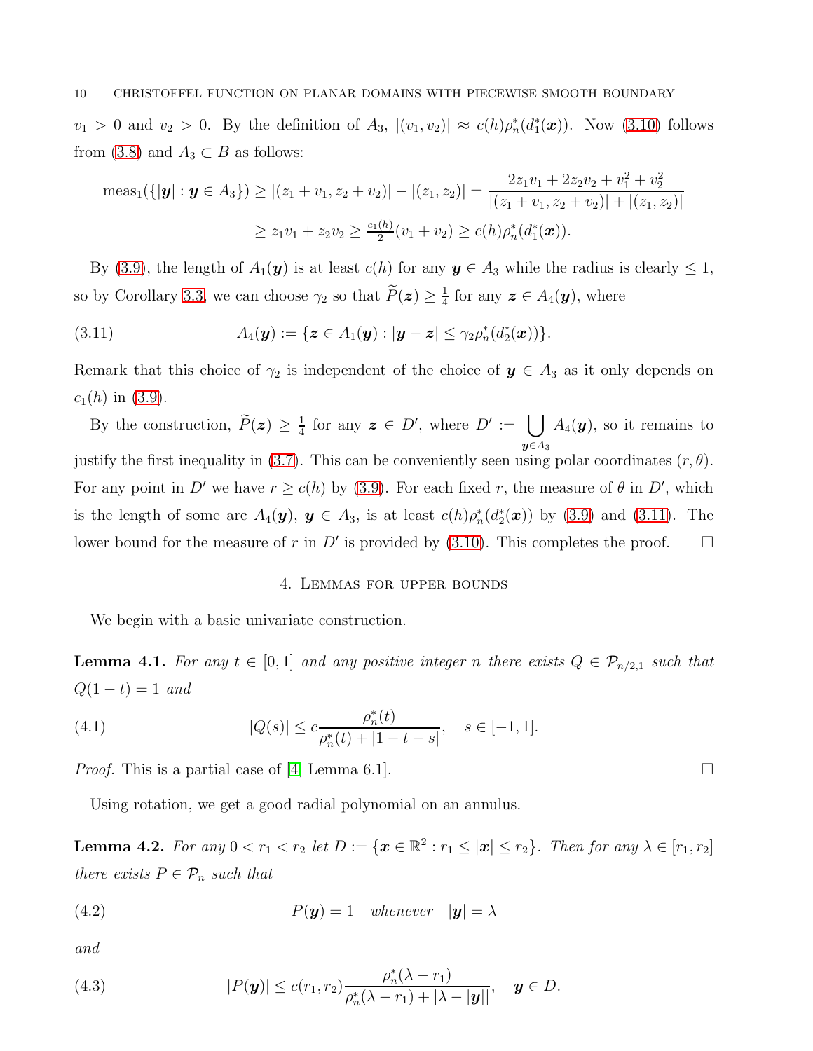$v_1 > 0$ and $v_2 > 0$. By the definition of $A_3$, $|(v_1, v_2)| \approx c(h)\rho_n^*(d_1^*(\boldsymbol{x}))$. Now (3.10) follows from (3.8) and $A_3 \subset B$ as follows:

$$\operatorname{meas}_1(\{|\boldsymbol{y}| : \boldsymbol{y} \in A_3\}) \geq |(z_1+v_1, z_2+v_2)| - |(z_1, z_2)| = \frac{2z_1v_1 + 2z_2v_2 + v_1^2 + v_2^2}{|(z_1+v_1, z_2+v_2)| + |(z_1, z_2)|}$$

$$\geq z_1v_1 + z_2v_2 \geq \tfrac{c_1(h)}{2}(v_1+v_2) \geq c(h)\rho_n^*(d_1^*(\boldsymbol{x})).$$

By (3.9), the length of $A_1(\boldsymbol{y})$ is at least $c(h)$ for any $\boldsymbol{y} \in A_3$ while the radius is clearly $\leq 1$, so by Corollary 3.3 we can choose $\gamma_2$ so that $\widetilde{P}(\boldsymbol{z}) \geq \frac{1}{4}$ for any $\boldsymbol{z} \in A_4(\boldsymbol{y})$, where

$$A_4(\boldsymbol{y}) := \{\boldsymbol{z} \in A_1(\boldsymbol{y}) : |\boldsymbol{y} - \boldsymbol{z}| \leq \gamma_2\rho_n^*(d_2^*(\boldsymbol{x}))\}. \tag{3.11}$$

Remark that this choice of $\gamma_2$ is independent of the choice of $\boldsymbol{y} \in A_3$ as it only depends on $c_1(h)$ in (3.9).

By the construction, $\widetilde{P}(\boldsymbol{z}) \geq \frac{1}{4}$ for any $\boldsymbol{z} \in D'$, where $D' := \bigcup_{\boldsymbol{y} \in A_3} A_4(\boldsymbol{y})$, so it remains to justify the first inequality in (3.7). This can be conveniently seen using polar coordinates $(r, \theta)$. For any point in $D'$ we have $r \geq c(h)$ by (3.9). For each fixed $r$, the measure of $\theta$ in $D'$, which is the length of some arc $A_4(\boldsymbol{y})$, $\boldsymbol{y} \in A_3$, is at least $c(h)\rho_n^*(d_2^*(\boldsymbol{x}))$ by (3.9) and (3.11). The lower bound for the measure of $r$ in $D'$ is provided by (3.10). This completes the proof. $\square$

## 4. Lemmas for upper bounds

We begin with a basic univariate construction.

**Lemma 4.1.** *For any $t \in [0, 1]$ and any positive integer $n$ there exists $Q \in \mathcal{P}_{n/2,1}$ such that $Q(1-t) = 1$ and*

$$|Q(s)| \leq c\frac{\rho_n^*(t)}{\rho_n^*(t) + |1-t-s|}, \quad s \in [-1, 1]. \tag{4.1}$$

*Proof.* This is a partial case of [4, Lemma 6.1]. $\square$

Using rotation, we get a good radial polynomial on an annulus.

**Lemma 4.2.** *For any $0 < r_1 < r_2$ let $D := \{\boldsymbol{x} \in \mathbb{R}^2 : r_1 \leq |\boldsymbol{x}| \leq r_2\}$. Then for any $\lambda \in [r_1, r_2]$ there exists $P \in \mathcal{P}_n$ such that*

$$P(\boldsymbol{y}) = 1 \quad \text{whenever} \quad |\boldsymbol{y}| = \lambda \tag{4.2}$$

*and*

$$|P(\boldsymbol{y})| \leq c(r_1, r_2)\frac{\rho_n^*(\lambda - r_1)}{\rho_n^*(\lambda - r_1) + |\lambda - |\boldsymbol{y}||}, \quad \boldsymbol{y} \in D. \tag{4.3}$$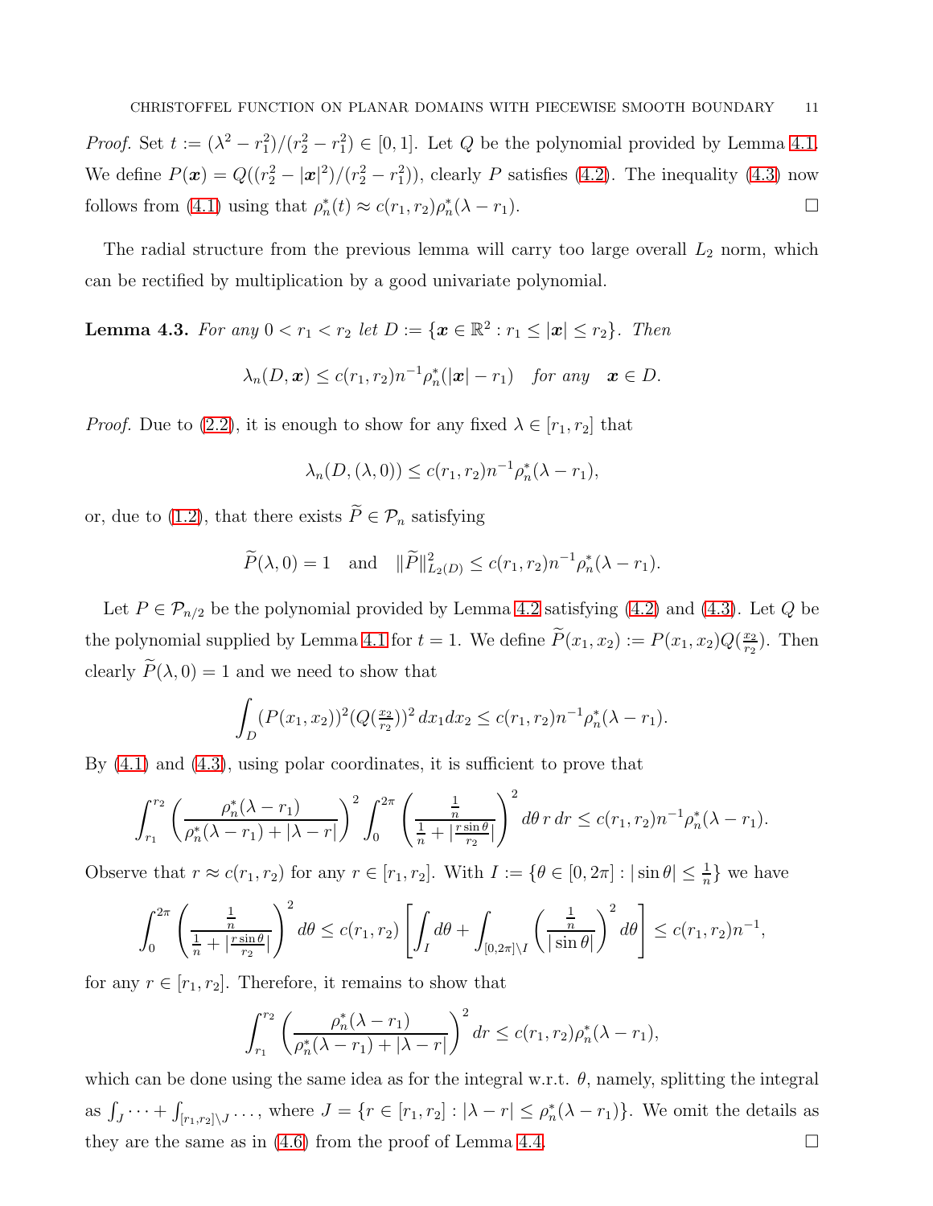*Proof.* Set $t := (\lambda^2 - r_1^2)/(r_2^2 - r_1^2) \in [0,1]$. Let $Q$ be the polynomial provided by Lemma 4.1. We define $P(\boldsymbol{x}) = Q((r_2^2 - |\boldsymbol{x}|^2)/(r_2^2 - r_1^2))$, clearly $P$ satisfies (4.2). The inequality (4.3) now follows from (4.1) using that $\rho_n^*(t) \approx c(r_1, r_2)\rho_n^*(\lambda - r_1)$. $\square$

The radial structure from the previous lemma will carry too large overall $L_2$ norm, which can be rectified by multiplication by a good univariate polynomial.

**Lemma 4.3.** *For any $0 < r_1 < r_2$ let $D := \{\boldsymbol{x} \in \mathbb{R}^2 : r_1 \le |\boldsymbol{x}| \le r_2\}$. Then*

$$\lambda_n(D, \boldsymbol{x}) \le c(r_1, r_2) n^{-1} \rho_n^*(|\boldsymbol{x}| - r_1) \quad \textit{for any} \quad \boldsymbol{x} \in D.$$

*Proof.* Due to (2.2), it is enough to show for any fixed $\lambda \in [r_1, r_2]$ that

$$\lambda_n(D, (\lambda, 0)) \le c(r_1, r_2) n^{-1} \rho_n^*(\lambda - r_1),$$

or, due to (1.2), that there exists $\widetilde{P} \in \mathcal{P}_n$ satisfying

$$\widetilde{P}(\lambda, 0) = 1 \quad \text{and} \quad \|\widetilde{P}\|_{L_2(D)}^2 \le c(r_1, r_2) n^{-1} \rho_n^*(\lambda - r_1).$$

Let $P \in \mathcal{P}_{n/2}$ be the polynomial provided by Lemma 4.2 satisfying (4.2) and (4.3). Let $Q$ be the polynomial supplied by Lemma 4.1 for $t = 1$. We define $\widetilde{P}(x_1, x_2) := P(x_1, x_2) Q(\frac{x_2}{r_2})$. Then clearly $\widetilde{P}(\lambda, 0) = 1$ and we need to show that

$$\int_D (P(x_1, x_2))^2 (Q(\tfrac{x_2}{r_2}))^2 \, dx_1 dx_2 \le c(r_1, r_2) n^{-1} \rho_n^*(\lambda - r_1).$$

By (4.1) and (4.3), using polar coordinates, it is sufficient to prove that

$$\int_{r_1}^{r_2} \left( \frac{\rho_n^*(\lambda - r_1)}{\rho_n^*(\lambda - r_1) + |\lambda - r|} \right)^2 \int_0^{2\pi} \left( \frac{\frac{1}{n}}{\frac{1}{n} + |\frac{r \sin\theta}{r_2}|} \right)^2 d\theta \, r \, dr \le c(r_1, r_2) n^{-1} \rho_n^*(\lambda - r_1).$$

Observe that $r \approx c(r_1, r_2)$ for any $r \in [r_1, r_2]$. With $I := \{\theta \in [0, 2\pi] : |\sin\theta| \le \frac{1}{n}\}$ we have

$$\int_0^{2\pi} \left( \frac{\frac{1}{n}}{\frac{1}{n} + |\frac{r \sin\theta}{r_2}|} \right)^2 d\theta \le c(r_1, r_2) \left[ \int_I d\theta + \int_{[0,2\pi] \setminus I} \left( \frac{\frac{1}{n}}{|\sin\theta|} \right)^2 d\theta \right] \le c(r_1, r_2) n^{-1},$$

for any $r \in [r_1, r_2]$. Therefore, it remains to show that

$$\int_{r_1}^{r_2} \left( \frac{\rho_n^*(\lambda - r_1)}{\rho_n^*(\lambda - r_1) + |\lambda - r|} \right)^2 dr \le c(r_1, r_2) \rho_n^*(\lambda - r_1),$$

which can be done using the same idea as for the integral w.r.t. $\theta$, namely, splitting the integral as $\int_J \cdots + \int_{[r_1, r_2] \setminus J} \ldots$, where $J = \{r \in [r_1, r_2] : |\lambda - r| \le \rho_n^*(\lambda - r_1)\}$. We omit the details as they are the same as in (4.6) from the proof of Lemma 4.4. $\square$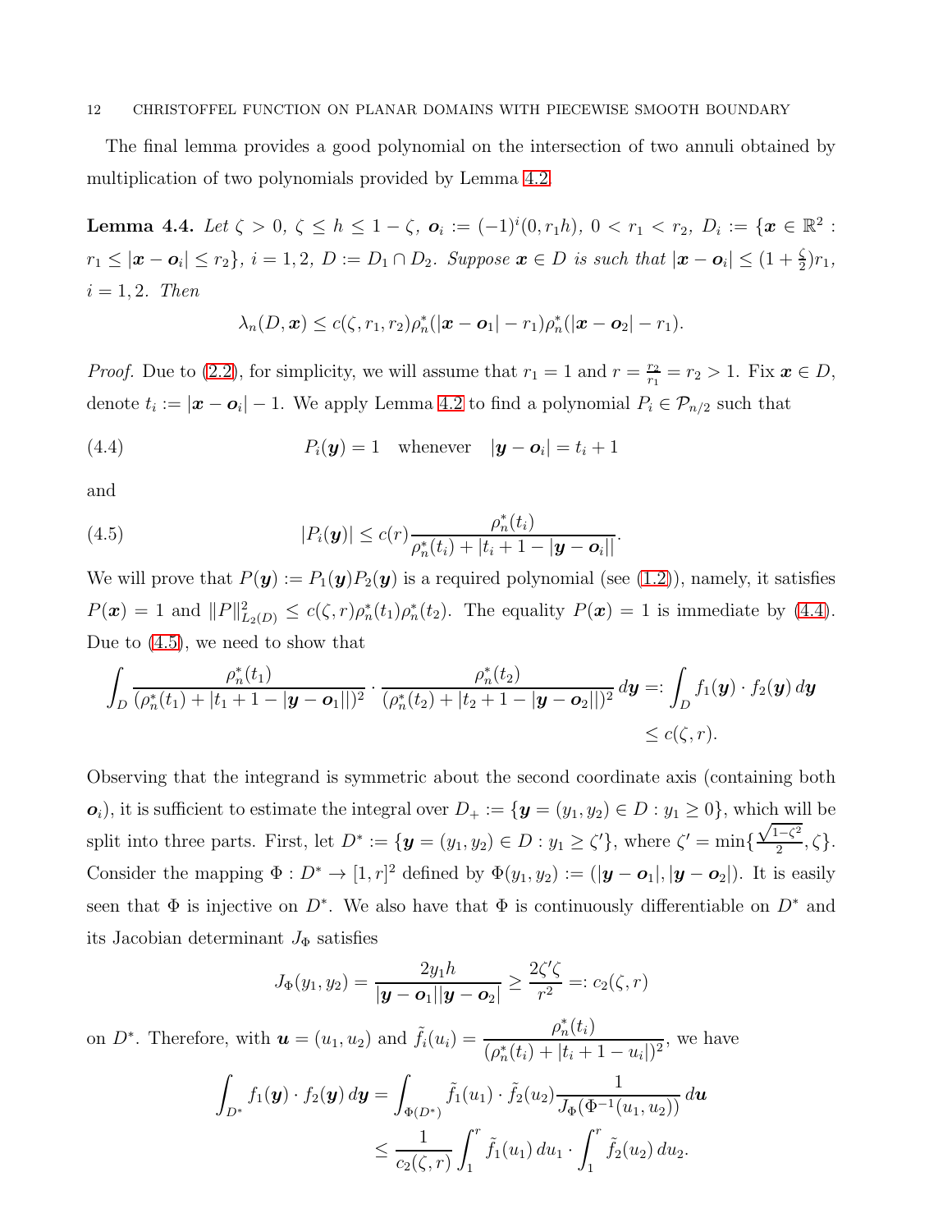The final lemma provides a good polynomial on the intersection of two annuli obtained by multiplication of two polynomials provided by Lemma 4.2.

**Lemma 4.4.** *Let* $\zeta > 0$*,* $\zeta \le h \le 1-\zeta$*,* $\boldsymbol{o}_i := (-1)^i(0, r_1 h)$*,* $0 < r_1 < r_2$*,* $D_i := \{\boldsymbol{x} \in \mathbb{R}^2 : r_1 \le |\boldsymbol{x} - \boldsymbol{o}_i| \le r_2\}$*,* $i = 1, 2$*,* $D := D_1 \cap D_2$*. Suppose* $\boldsymbol{x} \in D$ *is such that* $|\boldsymbol{x} - \boldsymbol{o}_i| \le (1 + \frac{\zeta}{2})r_1$*,* $i = 1, 2$*. Then*

$$\lambda_n(D, \boldsymbol{x}) \le c(\zeta, r_1, r_2)\rho_n^*(|\boldsymbol{x} - \boldsymbol{o}_1| - r_1)\rho_n^*(|\boldsymbol{x} - \boldsymbol{o}_2| - r_1).$$

*Proof.* Due to (2.2), for simplicity, we will assume that $r_1 = 1$ and $r = \frac{r_2}{r_1} = r_2 > 1$. Fix $\boldsymbol{x} \in D$, denote $t_i := |\boldsymbol{x} - \boldsymbol{o}_i| - 1$. We apply Lemma 4.2 to find a polynomial $P_i \in \mathcal{P}_{n/2}$ such that

$$P_i(\boldsymbol{y}) = 1 \quad \text{whenever} \quad |\boldsymbol{y} - \boldsymbol{o}_i| = t_i + 1 \tag{4.4}$$

and

$$|P_i(\boldsymbol{y})| \le c(r)\frac{\rho_n^*(t_i)}{\rho_n^*(t_i) + |t_i + 1 - |\boldsymbol{y} - \boldsymbol{o}_i||}. \tag{4.5}$$

We will prove that $P(\boldsymbol{y}) := P_1(\boldsymbol{y})P_2(\boldsymbol{y})$ is a required polynomial (see (1.2)), namely, it satisfies $P(\boldsymbol{x}) = 1$ and $\|P\|^2_{L_2(D)} \le c(\zeta, r)\rho_n^*(t_1)\rho_n^*(t_2)$. The equality $P(\boldsymbol{x}) = 1$ is immediate by (4.4). Due to (4.5), we need to show that

$$\int_D \frac{\rho_n^*(t_1)}{(\rho_n^*(t_1) + |t_1 + 1 - |\boldsymbol{y} - \boldsymbol{o}_1||)^2} \cdot \frac{\rho_n^*(t_2)}{(\rho_n^*(t_2) + |t_2 + 1 - |\boldsymbol{y} - \boldsymbol{o}_2||)^2}\, d\boldsymbol{y} =: \int_D f_1(\boldsymbol{y}) \cdot f_2(\boldsymbol{y})\, d\boldsymbol{y} \le c(\zeta, r).$$

Observing that the integrand is symmetric about the second coordinate axis (containing both $\boldsymbol{o}_i$), it is sufficient to estimate the integral over $D_+ := \{\boldsymbol{y} = (y_1, y_2) \in D : y_1 \ge 0\}$, which will be split into three parts. First, let $D^* := \{\boldsymbol{y} = (y_1, y_2) \in D : y_1 \ge \zeta'\}$, where $\zeta' = \min\{\frac{\sqrt{1-\zeta^2}}{2}, \zeta\}$. Consider the mapping $\Phi : D^* \to [1, r]^2$ defined by $\Phi(y_1, y_2) := (|\boldsymbol{y} - \boldsymbol{o}_1|, |\boldsymbol{y} - \boldsymbol{o}_2|)$. It is easily seen that $\Phi$ is injective on $D^*$. We also have that $\Phi$ is continuously differentiable on $D^*$ and its Jacobian determinant $J_\Phi$ satisfies

$$J_\Phi(y_1, y_2) = \frac{2y_1 h}{|\boldsymbol{y} - \boldsymbol{o}_1||\boldsymbol{y} - \boldsymbol{o}_2|} \ge \frac{2\zeta'\zeta}{r^2} =: c_2(\zeta, r)$$

on $D^*$. Therefore, with $\boldsymbol{u} = (u_1, u_2)$ and $\tilde{f}_i(u_i) = \dfrac{\rho_n^*(t_i)}{(\rho_n^*(t_i) + |t_i + 1 - u_i|)^2}$, we have

$$\int_{D^*} f_1(\boldsymbol{y}) \cdot f_2(\boldsymbol{y})\, d\boldsymbol{y} = \int_{\Phi(D^*)} \tilde{f}_1(u_1) \cdot \tilde{f}_2(u_2) \frac{1}{J_\Phi(\Phi^{-1}(u_1, u_2))}\, d\boldsymbol{u}$$
$$\le \frac{1}{c_2(\zeta, r)} \int_1^r \tilde{f}_1(u_1)\, du_1 \cdot \int_1^r \tilde{f}_2(u_2)\, du_2.$$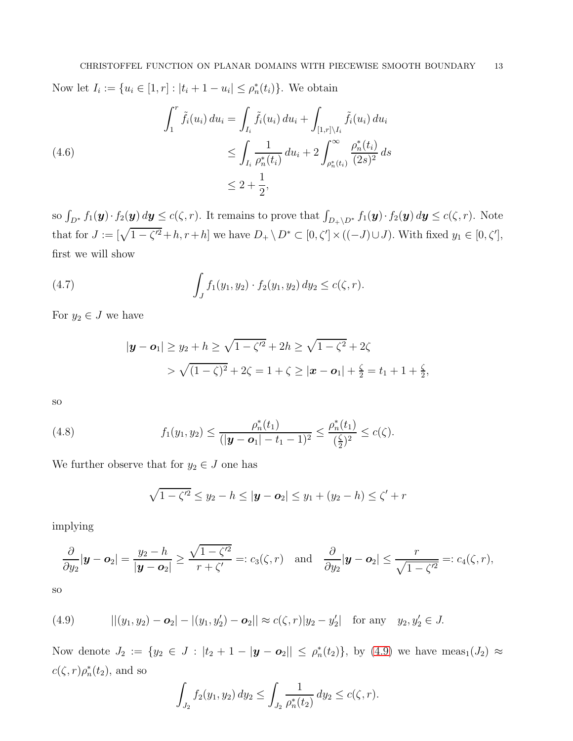Now let $I_i := \{u_i \in [1, r] : |t_i + 1 - u_i| \le \rho_n^*(t_i)\}$. We obtain

$$
\begin{aligned}
\int_1^r \tilde{f}_i(u_i)\,du_i &= \int_{I_i} \tilde{f}_i(u_i)\,du_i + \int_{[1,r]\setminus I_i} \tilde{f}_i(u_i)\,du_i \\
&\le \int_{I_i} \frac{1}{\rho_n^*(t_i)}\,du_i + 2\int_{\rho_n^*(t_i)}^{\infty} \frac{\rho_n^*(t_i)}{(2s)^2}\,ds \qquad (4.6)\\
&\le 2 + \frac{1}{2},
\end{aligned}
$$

so $\int_{D^*} f_1(\boldsymbol{y}) \cdot f_2(\boldsymbol{y})\,d\boldsymbol{y} \le c(\zeta, r)$. It remains to prove that $\int_{D_+\setminus D^*} f_1(\boldsymbol{y}) \cdot f_2(\boldsymbol{y})\,d\boldsymbol{y} \le c(\zeta, r)$. Note that for $J := [\sqrt{1-\zeta'^2} + h, r + h]$ we have $D_+ \setminus D^* \subset [0, \zeta'] \times ((-J) \cup J)$. With fixed $y_1 \in [0, \zeta']$, first we will show

$$
\int_J f_1(y_1, y_2) \cdot f_2(y_1, y_2)\,dy_2 \le c(\zeta, r). \qquad (4.7)
$$

For $y_2 \in J$ we have

$$
\begin{aligned}
|\boldsymbol{y} - \boldsymbol{o}_1| &\ge y_2 + h \ge \sqrt{1-\zeta'^2} + 2h \ge \sqrt{1-\zeta^2} + 2\zeta \\
&> \sqrt{(1-\zeta)^2} + 2\zeta = 1 + \zeta \ge |\boldsymbol{x} - \boldsymbol{o}_1| + \tfrac{\zeta}{2} = t_1 + 1 + \tfrac{\zeta}{2},
\end{aligned}
$$

so

$$
f_1(y_1, y_2) \le \frac{\rho_n^*(t_1)}{(|\boldsymbol{y} - \boldsymbol{o}_1| - t_1 - 1)^2} \le \frac{\rho_n^*(t_1)}{(\frac{\zeta}{2})^2} \le c(\zeta). \qquad (4.8)
$$

We further observe that for $y_2 \in J$ one has

$$
\sqrt{1-\zeta'^2} \le y_2 - h \le |\boldsymbol{y} - \boldsymbol{o}_2| \le y_1 + (y_2 - h) \le \zeta' + r
$$

implying

$$
\frac{\partial}{\partial y_2}|\boldsymbol{y} - \boldsymbol{o}_2| = \frac{y_2 - h}{|\boldsymbol{y} - \boldsymbol{o}_2|} \ge \frac{\sqrt{1-\zeta'^2}}{r + \zeta'} =: c_3(\zeta, r) \quad \text{and} \quad \frac{\partial}{\partial y_2}|\boldsymbol{y} - \boldsymbol{o}_2| \le \frac{r}{\sqrt{1-\zeta'^2}} =: c_4(\zeta, r),
$$

so

$$
||(y_1, y_2) - \boldsymbol{o}_2| - |(y_1, y_2') - \boldsymbol{o}_2|| \approx c(\zeta, r)|y_2 - y_2'| \quad \text{for any} \quad y_2, y_2' \in J. \qquad (4.9)
$$

Now denote $J_2 := \{y_2 \in J : |t_2 + 1 - |\boldsymbol{y} - \boldsymbol{o}_2|| \le \rho_n^*(t_2)\}$, by (4.9) we have $\mathrm{meas}_1(J_2) \approx c(\zeta, r)\rho_n^*(t_2)$, and so

$$
\int_{J_2} f_2(y_1, y_2)\,dy_2 \le \int_{J_2} \frac{1}{\rho_n^*(t_2)}\,dy_2 \le c(\zeta, r).
$$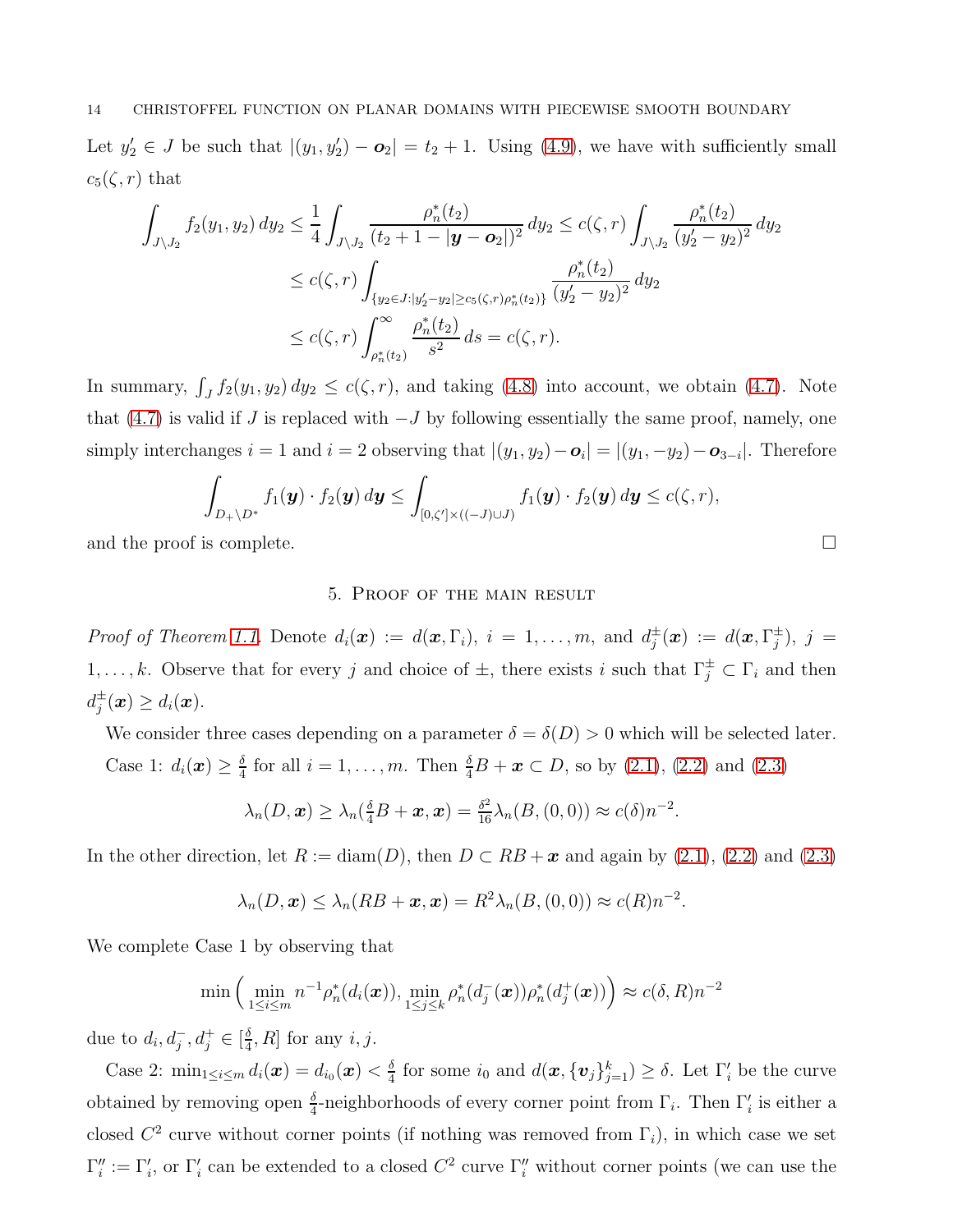Let $y_2' \in J$ be such that $|(y_1, y_2') - \boldsymbol{o}_2| = t_2 + 1$. Using (4.9), we have with sufficiently small $c_5(\zeta, r)$ that

$$
\begin{aligned}
\int_{J\setminus J_2} f_2(y_1,y_2)\,dy_2 &\le \frac{1}{4}\int_{J\setminus J_2} \frac{\rho_n^*(t_2)}{(t_2+1-|\boldsymbol{y}-\boldsymbol{o}_2|)^2}\,dy_2 \le c(\zeta,r)\int_{J\setminus J_2}\frac{\rho_n^*(t_2)}{(y_2'-y_2)^2}\,dy_2 \\
&\le c(\zeta,r)\int_{\{y_2\in J: |y_2'-y_2|\ge c_5(\zeta,r)\rho_n^*(t_2)\}} \frac{\rho_n^*(t_2)}{(y_2'-y_2)^2}\,dy_2 \\
&\le c(\zeta,r)\int_{\rho_n^*(t_2)}^{\infty} \frac{\rho_n^*(t_2)}{s^2}\,ds = c(\zeta,r).
\end{aligned}
$$

In summary, $\int_J f_2(y_1,y_2)\,dy_2 \le c(\zeta,r)$, and taking (4.8) into account, we obtain (4.7). Note that (4.7) is valid if $J$ is replaced with $-J$ by following essentially the same proof, namely, one simply interchanges $i=1$ and $i=2$ observing that $|(y_1,y_2)-\boldsymbol{o}_i| = |(y_1,-y_2)-\boldsymbol{o}_{3-i}|$. Therefore

$$
\int_{D_+\setminus D^*} f_1(\boldsymbol{y})\cdot f_2(\boldsymbol{y})\,d\boldsymbol{y} \le \int_{[0,\zeta']\times((-J)\cup J)} f_1(\boldsymbol{y})\cdot f_2(\boldsymbol{y})\,d\boldsymbol{y} \le c(\zeta,r),
$$

and the proof is complete. $\square$

## 5. Proof of the main result

*Proof of Theorem 1.1.* Denote $d_i(\boldsymbol{x}) := d(\boldsymbol{x},\Gamma_i)$, $i=1,\dots,m$, and $d_j^{\pm}(\boldsymbol{x}) := d(\boldsymbol{x},\Gamma_j^{\pm})$, $j=1,\dots,k$. Observe that for every $j$ and choice of $\pm$, there exists $i$ such that $\Gamma_j^{\pm}\subset\Gamma_i$ and then $d_j^{\pm}(\boldsymbol{x})\ge d_i(\boldsymbol{x})$.

We consider three cases depending on a parameter $\delta=\delta(D)>0$ which will be selected later.

Case 1: $d_i(\boldsymbol{x})\ge\frac{\delta}{4}$ for all $i=1,\dots,m$. Then $\frac{\delta}{4}B+\boldsymbol{x}\subset D$, so by (2.1), (2.2) and (2.3)

$$
\lambda_n(D,\boldsymbol{x}) \ge \lambda_n(\tfrac{\delta}{4}B+\boldsymbol{x},\boldsymbol{x}) = \tfrac{\delta^2}{16}\lambda_n(B,(0,0)) \approx c(\delta)n^{-2}.
$$

In the other direction, let $R:=\operatorname{diam}(D)$, then $D\subset RB+\boldsymbol{x}$ and again by (2.1), (2.2) and (2.3)

$$
\lambda_n(D,\boldsymbol{x}) \le \lambda_n(RB+\boldsymbol{x},\boldsymbol{x}) = R^2\lambda_n(B,(0,0)) \approx c(R)n^{-2}.
$$

We complete Case 1 by observing that

$$
\min\Big(\min_{1\le i\le m} n^{-1}\rho_n^*(d_i(\boldsymbol{x})),\ \min_{1\le j\le k}\rho_n^*(d_j^-(\boldsymbol{x}))\rho_n^*(d_j^+(\boldsymbol{x}))\Big) \approx c(\delta,R)n^{-2}
$$

due to $d_i, d_j^-, d_j^+ \in [\frac{\delta}{4}, R]$ for any $i,j$.

Case 2: $\min_{1\le i\le m} d_i(\boldsymbol{x}) = d_{i_0}(\boldsymbol{x}) < \frac{\delta}{4}$ for some $i_0$ and $d(\boldsymbol{x},\{\boldsymbol{v}_j\}_{j=1}^k)\ge\delta$. Let $\Gamma_i'$ be the curve obtained by removing open $\frac{\delta}{4}$-neighborhoods of every corner point from $\Gamma_i$. Then $\Gamma_i'$ is either a closed $C^2$ curve without corner points (if nothing was removed from $\Gamma_i$), in which case we set $\Gamma_i'' := \Gamma_i'$, or $\Gamma_i'$ can be extended to a closed $C^2$ curve $\Gamma_i''$ without corner points (we can use the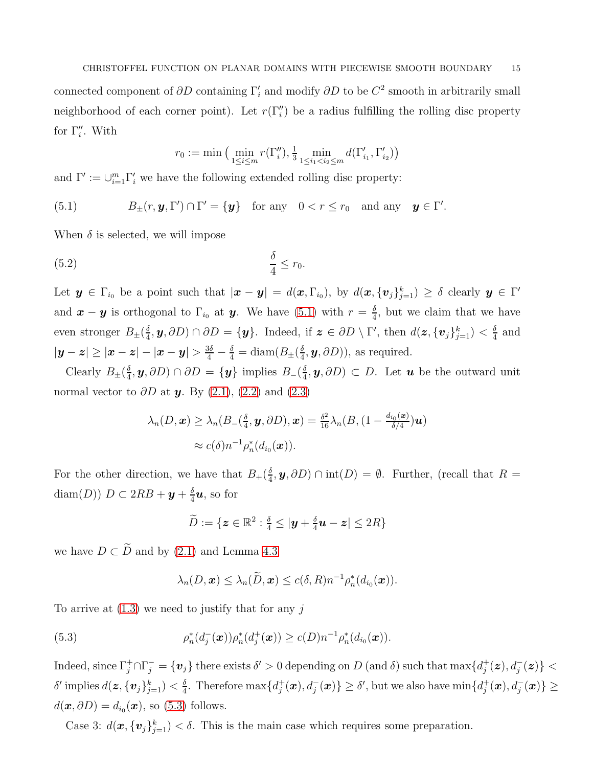connected component of $\partial D$ containing $\Gamma_i'$ and modify $\partial D$ to be $C^2$ smooth in arbitrarily small neighborhood of each corner point). Let $r(\Gamma_i'')$ be a radius fulfilling the rolling disc property for $\Gamma_i''$. With

$$r_0 := \min\big(\min_{1\le i\le m} r(\Gamma_i''), \tfrac{1}{3}\min_{1\le i_1<i_2\le m} d(\Gamma_{i_1}', \Gamma_{i_2}')\big)$$

and $\Gamma' := \cup_{i=1}^m \Gamma_i'$ we have the following extended rolling disc property:

$$B_\pm(r, \boldsymbol{y}, \Gamma') \cap \Gamma' = \{\boldsymbol{y}\} \quad \text{for any} \quad 0 < r \le r_0 \quad \text{and any} \quad \boldsymbol{y} \in \Gamma'. \tag{5.1}$$

When $\delta$ is selected, we will impose

$$\frac{\delta}{4} \le r_0. \tag{5.2}$$

Let $\boldsymbol{y} \in \Gamma_{i_0}$ be a point such that $|\boldsymbol{x}-\boldsymbol{y}| = d(\boldsymbol{x}, \Gamma_{i_0})$, by $d(\boldsymbol{x}, \{\boldsymbol{v}_j\}_{j=1}^k) \ge \delta$ clearly $\boldsymbol{y} \in \Gamma'$ and $\boldsymbol{x}-\boldsymbol{y}$ is orthogonal to $\Gamma_{i_0}$ at $\boldsymbol{y}$. We have (5.1) with $r = \frac{\delta}{4}$, but we claim that we have even stronger $B_\pm(\frac{\delta}{4}, \boldsymbol{y}, \partial D) \cap \partial D = \{\boldsymbol{y}\}$. Indeed, if $\boldsymbol{z} \in \partial D \setminus \Gamma'$, then $d(\boldsymbol{z}, \{\boldsymbol{v}_j\}_{j=1}^k) < \frac{\delta}{4}$ and $|\boldsymbol{y}-\boldsymbol{z}| \ge |\boldsymbol{x}-\boldsymbol{z}| - |\boldsymbol{x}-\boldsymbol{y}| > \frac{3\delta}{4} - \frac{\delta}{4} = \operatorname{diam}(B_\pm(\frac{\delta}{4}, \boldsymbol{y}, \partial D))$, as required.

Clearly $B_\pm(\frac{\delta}{4}, \boldsymbol{y}, \partial D) \cap \partial D = \{\boldsymbol{y}\}$ implies $B_-(\frac{\delta}{4}, \boldsymbol{y}, \partial D) \subset D$. Let $\boldsymbol{u}$ be the outward unit normal vector to $\partial D$ at $\boldsymbol{y}$. By (2.1), (2.2) and (2.3)

$$\begin{aligned}
\lambda_n(D, \boldsymbol{x}) &\ge \lambda_n(B_-(\tfrac{\delta}{4}, \boldsymbol{y}, \partial D), \boldsymbol{x}) = \tfrac{\delta^2}{16}\lambda_n(B, (1 - \tfrac{d_{i_0}(\boldsymbol{x})}{\delta/4})\boldsymbol{u}) \\
&\approx c(\delta) n^{-1} \rho_n^*(d_{i_0}(\boldsymbol{x})).
\end{aligned}$$

For the other direction, we have that $B_+(\frac{\delta}{4}, \boldsymbol{y}, \partial D) \cap \operatorname{int}(D) = \emptyset$. Further, (recall that $R = \operatorname{diam}(D)$) $D \subset 2RB + \boldsymbol{y} + \frac{\delta}{4}\boldsymbol{u}$, so for

$$\widetilde{D} := \{\boldsymbol{z} \in \mathbb{R}^2 : \tfrac{\delta}{4} \le |\boldsymbol{y} + \tfrac{\delta}{4}\boldsymbol{u} - \boldsymbol{z}| \le 2R\}$$

we have $D \subset \widetilde{D}$ and by (2.1) and Lemma 4.3

$$\lambda_n(D, \boldsymbol{x}) \le \lambda_n(\widetilde{D}, \boldsymbol{x}) \le c(\delta, R) n^{-1} \rho_n^*(d_{i_0}(\boldsymbol{x})).$$

To arrive at (1.3) we need to justify that for any $j$

$$\rho_n^*(d_j^-(\boldsymbol{x}))\rho_n^*(d_j^+(\boldsymbol{x})) \ge c(D) n^{-1} \rho_n^*(d_{i_0}(\boldsymbol{x})). \tag{5.3}$$

Indeed, since $\Gamma_j^+ \cap \Gamma_j^- = \{\boldsymbol{v}_j\}$ there exists $\delta' > 0$ depending on $D$ (and $\delta$) such that $\max\{d_j^+(\boldsymbol{z}), d_j^-(\boldsymbol{z})\} < \delta'$ implies $d(\boldsymbol{z}, \{\boldsymbol{v}_j\}_{j=1}^k) < \frac{\delta}{4}$. Therefore $\max\{d_j^+(\boldsymbol{x}), d_j^-(\boldsymbol{x})\} \ge \delta'$, but we also have $\min\{d_j^+(\boldsymbol{x}), d_j^-(\boldsymbol{x})\} \ge d(\boldsymbol{x}, \partial D) = d_{i_0}(\boldsymbol{x})$, so (5.3) follows.

Case 3: $d(\boldsymbol{x}, \{\boldsymbol{v}_j\}_{j=1}^k) < \delta$. This is the main case which requires some preparation.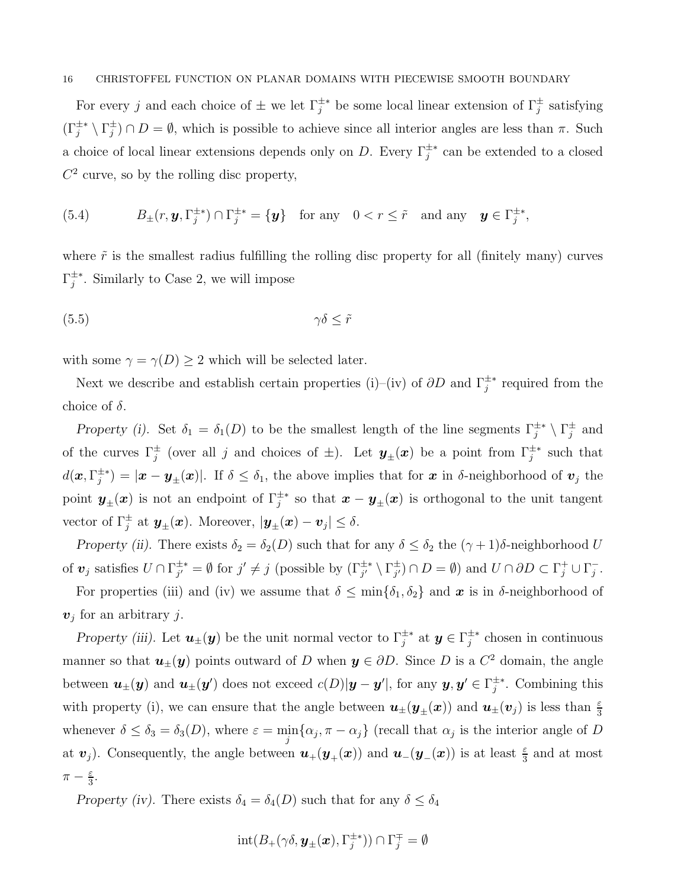For every $j$ and each choice of $\pm$ we let $\Gamma_j^{\pm *}$ be some local linear extension of $\Gamma_j^{\pm}$ satisfying $(\Gamma_j^{\pm *} \setminus \Gamma_j^{\pm}) \cap D = \emptyset$, which is possible to achieve since all interior angles are less than $\pi$. Such a choice of local linear extensions depends only on $D$. Every $\Gamma_j^{\pm *}$ can be extended to a closed $C^2$ curve, so by the rolling disc property,

$$B_{\pm}(r, \boldsymbol{y}, \Gamma_j^{\pm *}) \cap \Gamma_j^{\pm *} = \{\boldsymbol{y}\} \quad \text{for any} \quad 0 < r \le \tilde{r} \quad \text{and any} \quad \boldsymbol{y} \in \Gamma_j^{\pm *}, \tag{5.4}$$

where $\tilde{r}$ is the smallest radius fulfilling the rolling disc property for all (finitely many) curves $\Gamma_j^{\pm *}$. Similarly to Case 2, we will impose

$$\gamma\delta \le \tilde{r} \tag{5.5}$$

with some $\gamma = \gamma(D) \ge 2$ which will be selected later.

Next we describe and establish certain properties (i)–(iv) of $\partial D$ and $\Gamma_j^{\pm *}$ required from the choice of $\delta$.

*Property (i).* Set $\delta_1 = \delta_1(D)$ to be the smallest length of the line segments $\Gamma_j^{\pm *} \setminus \Gamma_j^{\pm}$ and of the curves $\Gamma_j^{\pm}$ (over all $j$ and choices of $\pm$). Let $\boldsymbol{y}_{\pm}(\boldsymbol{x})$ be a point from $\Gamma_j^{\pm *}$ such that $d(\boldsymbol{x}, \Gamma_j^{\pm *}) = |\boldsymbol{x} - \boldsymbol{y}_{\pm}(\boldsymbol{x})|$. If $\delta \le \delta_1$, the above implies that for $\boldsymbol{x}$ in $\delta$-neighborhood of $\boldsymbol{v}_j$ the point $\boldsymbol{y}_{\pm}(\boldsymbol{x})$ is not an endpoint of $\Gamma_j^{\pm *}$ so that $\boldsymbol{x} - \boldsymbol{y}_{\pm}(\boldsymbol{x})$ is orthogonal to the unit tangent vector of $\Gamma_j^{\pm}$ at $\boldsymbol{y}_{\pm}(\boldsymbol{x})$. Moreover, $|\boldsymbol{y}_{\pm}(\boldsymbol{x}) - \boldsymbol{v}_j| \le \delta$.

*Property (ii).* There exists $\delta_2 = \delta_2(D)$ such that for any $\delta \le \delta_2$ the $(\gamma+1)\delta$-neighborhood $U$ of $\boldsymbol{v}_j$ satisfies $U \cap \Gamma_{j'}^{\pm *} = \emptyset$ for $j' \ne j$ (possible by $(\Gamma_{j'}^{\pm *} \setminus \Gamma_{j'}^{\pm}) \cap D = \emptyset$) and $U \cap \partial D \subset \Gamma_j^{+} \cup \Gamma_j^{-}$.

For properties (iii) and (iv) we assume that $\delta \le \min\{\delta_1, \delta_2\}$ and $\boldsymbol{x}$ is in $\delta$-neighborhood of $\boldsymbol{v}_j$ for an arbitrary $j$.

*Property (iii).* Let $\boldsymbol{u}_{\pm}(\boldsymbol{y})$ be the unit normal vector to $\Gamma_j^{\pm *}$ at $\boldsymbol{y} \in \Gamma_j^{\pm *}$ chosen in continuous manner so that $\boldsymbol{u}_{\pm}(\boldsymbol{y})$ points outward of $D$ when $\boldsymbol{y} \in \partial D$. Since $D$ is a $C^2$ domain, the angle between $\boldsymbol{u}_{\pm}(\boldsymbol{y})$ and $\boldsymbol{u}_{\pm}(\boldsymbol{y}')$ does not exceed $c(D)|\boldsymbol{y} - \boldsymbol{y}'|$, for any $\boldsymbol{y}, \boldsymbol{y}' \in \Gamma_j^{\pm *}$. Combining this with property (i), we can ensure that the angle between $\boldsymbol{u}_{\pm}(\boldsymbol{y}_{\pm}(\boldsymbol{x}))$ and $\boldsymbol{u}_{\pm}(\boldsymbol{v}_j)$ is less than $\frac{\varepsilon}{3}$ whenever $\delta \le \delta_3 = \delta_3(D)$, where $\varepsilon = \min_j \{\alpha_j, \pi - \alpha_j\}$ (recall that $\alpha_j$ is the interior angle of $D$ at $\boldsymbol{v}_j$). Consequently, the angle between $\boldsymbol{u}_{+}(\boldsymbol{y}_{+}(\boldsymbol{x}))$ and $\boldsymbol{u}_{-}(\boldsymbol{y}_{-}(\boldsymbol{x}))$ is at least $\frac{\varepsilon}{3}$ and at most $\pi - \frac{\varepsilon}{3}$.

*Property (iv).* There exists $\delta_4 = \delta_4(D)$ such that for any $\delta \le \delta_4$

$$\operatorname{int}(B_{+}(\gamma\delta, \boldsymbol{y}_{\pm}(\boldsymbol{x}), \Gamma_j^{\pm *})) \cap \Gamma_j^{\mp} = \emptyset$$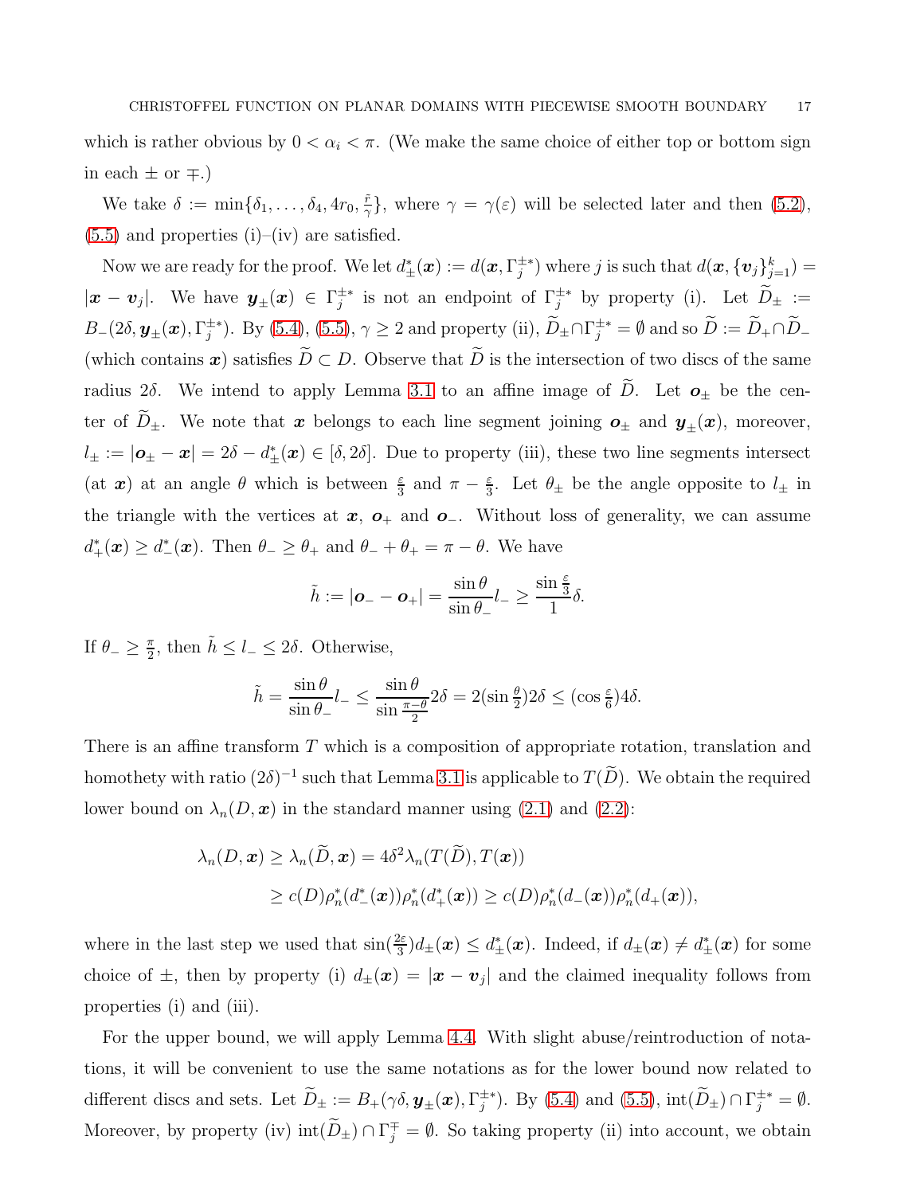which is rather obvious by $0 < \alpha_i < \pi$. (We make the same choice of either top or bottom sign in each $\pm$ or $\mp$.)

We take $\delta := \min\{\delta_1, \dots, \delta_4, 4r_0, \frac{\tilde{r}}{\gamma}\}$, where $\gamma = \gamma(\varepsilon)$ will be selected later and then (5.2), (5.5) and properties (i)–(iv) are satisfied.

Now we are ready for the proof. We let $d^*_\pm(\boldsymbol{x}) := d(\boldsymbol{x}, \Gamma_j^{\pm *})$ where $j$ is such that $d(\boldsymbol{x}, \{\boldsymbol{v}_j\}_{j=1}^k) = |\boldsymbol{x} - \boldsymbol{v}_j|$. We have $\boldsymbol{y}_\pm(\boldsymbol{x}) \in \Gamma_j^{\pm *}$ is not an endpoint of $\Gamma_j^{\pm *}$ by property (i). Let $\widetilde{D}_\pm := B_-(2\delta, \boldsymbol{y}_\pm(\boldsymbol{x}), \Gamma_j^{\pm *})$. By (5.4), (5.5), $\gamma \geq 2$ and property (ii), $\widetilde{D}_\pm \cap \Gamma_j^{\pm *} = \emptyset$ and so $\widetilde{D} := \widetilde{D}_+ \cap \widetilde{D}_-$ (which contains $\boldsymbol{x}$) satisfies $\widetilde{D} \subset D$. Observe that $\widetilde{D}$ is the intersection of two discs of the same radius $2\delta$. We intend to apply Lemma 3.1 to an affine image of $\widetilde{D}$. Let $\boldsymbol{o}_\pm$ be the center of $\widetilde{D}_\pm$. We note that $\boldsymbol{x}$ belongs to each line segment joining $\boldsymbol{o}_\pm$ and $\boldsymbol{y}_\pm(\boldsymbol{x})$, moreover, $l_\pm := |\boldsymbol{o}_\pm - \boldsymbol{x}| = 2\delta - d^*_\pm(\boldsymbol{x}) \in [\delta, 2\delta]$. Due to property (iii), these two line segments intersect (at $\boldsymbol{x}$) at an angle $\theta$ which is between $\frac{\varepsilon}{3}$ and $\pi - \frac{\varepsilon}{3}$. Let $\theta_\pm$ be the angle opposite to $l_\pm$ in the triangle with the vertices at $\boldsymbol{x}$, $\boldsymbol{o}_+$ and $\boldsymbol{o}_-$. Without loss of generality, we can assume $d^*_+(\boldsymbol{x}) \geq d^*_-(\boldsymbol{x})$. Then $\theta_- \geq \theta_+$ and $\theta_- + \theta_+ = \pi - \theta$. We have

$$\tilde{h} := |\boldsymbol{o}_- - \boldsymbol{o}_+| = \frac{\sin\theta}{\sin\theta_-} l_- \geq \frac{\sin\frac{\varepsilon}{3}}{1}\delta.$$

If $\theta_- \geq \frac{\pi}{2}$, then $\tilde{h} \leq l_- \leq 2\delta$. Otherwise,

$$\tilde{h} = \frac{\sin\theta}{\sin\theta_-} l_- \leq \frac{\sin\theta}{\sin\frac{\pi-\theta}{2}} 2\delta = 2(\sin\tfrac{\theta}{2})2\delta \leq (\cos\tfrac{\varepsilon}{6})4\delta.$$

There is an affine transform $T$ which is a composition of appropriate rotation, translation and homothety with ratio $(2\delta)^{-1}$ such that Lemma 3.1 is applicable to $T(\widetilde{D})$. We obtain the required lower bound on $\lambda_n(D, \boldsymbol{x})$ in the standard manner using (2.1) and (2.2):

$$\begin{aligned}
\lambda_n(D, \boldsymbol{x}) &\geq \lambda_n(\widetilde{D}, \boldsymbol{x}) = 4\delta^2 \lambda_n(T(\widetilde{D}), T(\boldsymbol{x})) \\
&\geq c(D)\rho_n^*(d^*_-(\boldsymbol{x}))\rho_n^*(d^*_+(\boldsymbol{x})) \geq c(D)\rho_n^*(d_-(\boldsymbol{x}))\rho_n^*(d_+(\boldsymbol{x})),
\end{aligned}$$

where in the last step we used that $\sin(\frac{2\varepsilon}{3}) d_\pm(\boldsymbol{x}) \leq d^*_\pm(\boldsymbol{x})$. Indeed, if $d_\pm(\boldsymbol{x}) \neq d^*_\pm(\boldsymbol{x})$ for some choice of $\pm$, then by property (i) $d_\pm(\boldsymbol{x}) = |\boldsymbol{x} - \boldsymbol{v}_j|$ and the claimed inequality follows from properties (i) and (iii).

For the upper bound, we will apply Lemma 4.4. With slight abuse/reintroduction of notations, it will be convenient to use the same notations as for the lower bound now related to different discs and sets. Let $\widetilde{D}_\pm := B_+(\gamma\delta, \boldsymbol{y}_\pm(\boldsymbol{x}), \Gamma_j^{\pm *})$. By (5.4) and (5.5), $\operatorname{int}(\widetilde{D}_\pm) \cap \Gamma_j^{\pm *} = \emptyset$. Moreover, by property (iv) $\operatorname{int}(\widetilde{D}_\pm) \cap \Gamma_j^{\mp} = \emptyset$. So taking property (ii) into account, we obtain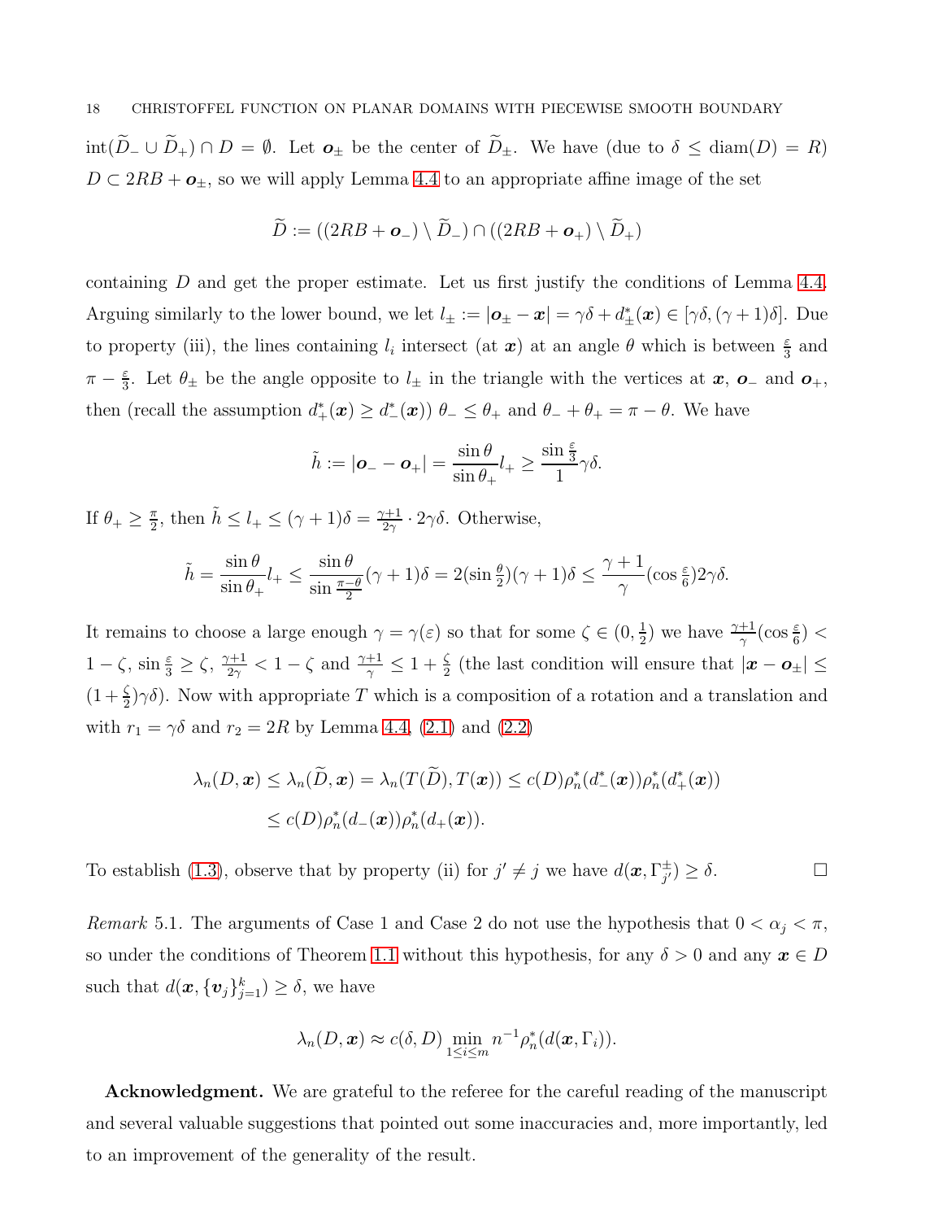$\operatorname{int}(\widetilde{D}_- \cup \widetilde{D}_+) \cap D = \emptyset$. Let $\boldsymbol{o}_\pm$ be the center of $\widetilde{D}_\pm$. We have (due to $\delta \le \operatorname{diam}(D) = R$) $D \subset 2RB + \boldsymbol{o}_\pm$, so we will apply Lemma 4.4 to an appropriate affine image of the set

$$\widetilde{D} := ((2RB + \boldsymbol{o}_-) \setminus \widetilde{D}_-) \cap ((2RB + \boldsymbol{o}_+) \setminus \widetilde{D}_+)$$

containing $D$ and get the proper estimate. Let us first justify the conditions of Lemma 4.4. Arguing similarly to the lower bound, we let $l_\pm := |\boldsymbol{o}_\pm - \boldsymbol{x}| = \gamma\delta + d^*_\pm(\boldsymbol{x}) \in [\gamma\delta, (\gamma+1)\delta]$. Due to property (iii), the lines containing $l_i$ intersect (at $\boldsymbol{x}$) at an angle $\theta$ which is between $\frac{\varepsilon}{3}$ and $\pi - \frac{\varepsilon}{3}$. Let $\theta_\pm$ be the angle opposite to $l_\pm$ in the triangle with the vertices at $\boldsymbol{x}$, $\boldsymbol{o}_-$ and $\boldsymbol{o}_+$, then (recall the assumption $d^*_+(\boldsymbol{x}) \ge d^*_-(\boldsymbol{x})$) $\theta_- \le \theta_+$ and $\theta_- + \theta_+ = \pi - \theta$. We have

$$\tilde{h} := |\boldsymbol{o}_- - \boldsymbol{o}_+| = \frac{\sin\theta}{\sin\theta_+} l_+ \ge \frac{\sin\frac{\varepsilon}{3}}{1}\gamma\delta.$$

If $\theta_+ \ge \frac{\pi}{2}$, then $\tilde{h} \le l_+ \le (\gamma+1)\delta = \frac{\gamma+1}{2\gamma}\cdot 2\gamma\delta$. Otherwise,

$$\tilde{h} = \frac{\sin\theta}{\sin\theta_+} l_+ \le \frac{\sin\theta}{\sin\frac{\pi-\theta}{2}}(\gamma+1)\delta = 2(\sin\tfrac{\theta}{2})(\gamma+1)\delta \le \frac{\gamma+1}{\gamma}(\cos\tfrac{\varepsilon}{6})2\gamma\delta.$$

It remains to choose a large enough $\gamma = \gamma(\varepsilon)$ so that for some $\zeta \in (0, \frac{1}{2})$ we have $\frac{\gamma+1}{\gamma}(\cos\frac{\varepsilon}{6}) < 1 - \zeta$, $\sin\frac{\varepsilon}{3} \ge \zeta$, $\frac{\gamma+1}{2\gamma} < 1 - \zeta$ and $\frac{\gamma+1}{\gamma} \le 1 + \frac{\zeta}{2}$ (the last condition will ensure that $|\boldsymbol{x} - \boldsymbol{o}_\pm| \le (1 + \frac{\zeta}{2})\gamma\delta$). Now with appropriate $T$ which is a composition of a rotation and a translation and with $r_1 = \gamma\delta$ and $r_2 = 2R$ by Lemma 4.4, (2.1) and (2.2)

$$\begin{aligned}\lambda_n(D, \boldsymbol{x}) &\le \lambda_n(\widetilde{D}, \boldsymbol{x}) = \lambda_n(T(\widetilde{D}), T(\boldsymbol{x})) \le c(D)\rho^*_n(d^*_-(\boldsymbol{x}))\rho^*_n(d^*_+(\boldsymbol{x})) \\ &\le c(D)\rho^*_n(d_-(\boldsymbol{x}))\rho^*_n(d_+(\boldsymbol{x})).\end{aligned}$$

To establish (1.3), observe that by property (ii) for $j' \ne j$ we have $d(\boldsymbol{x}, \Gamma^\pm_{j'}) \ge \delta$. □

*Remark* 5.1. The arguments of Case 1 and Case 2 do not use the hypothesis that $0 < \alpha_j < \pi$, so under the conditions of Theorem 1.1 without this hypothesis, for any $\delta > 0$ and any $\boldsymbol{x} \in D$ such that $d(\boldsymbol{x}, \{\boldsymbol{v}_j\}_{j=1}^k) \ge \delta$, we have

$$\lambda_n(D, \boldsymbol{x}) \approx c(\delta, D) \min_{1 \le i \le m} n^{-1}\rho^*_n(d(\boldsymbol{x}, \Gamma_i)).$$

**Acknowledgment.** We are grateful to the referee for the careful reading of the manuscript and several valuable suggestions that pointed out some inaccuracies and, more importantly, led to an improvement of the generality of the result.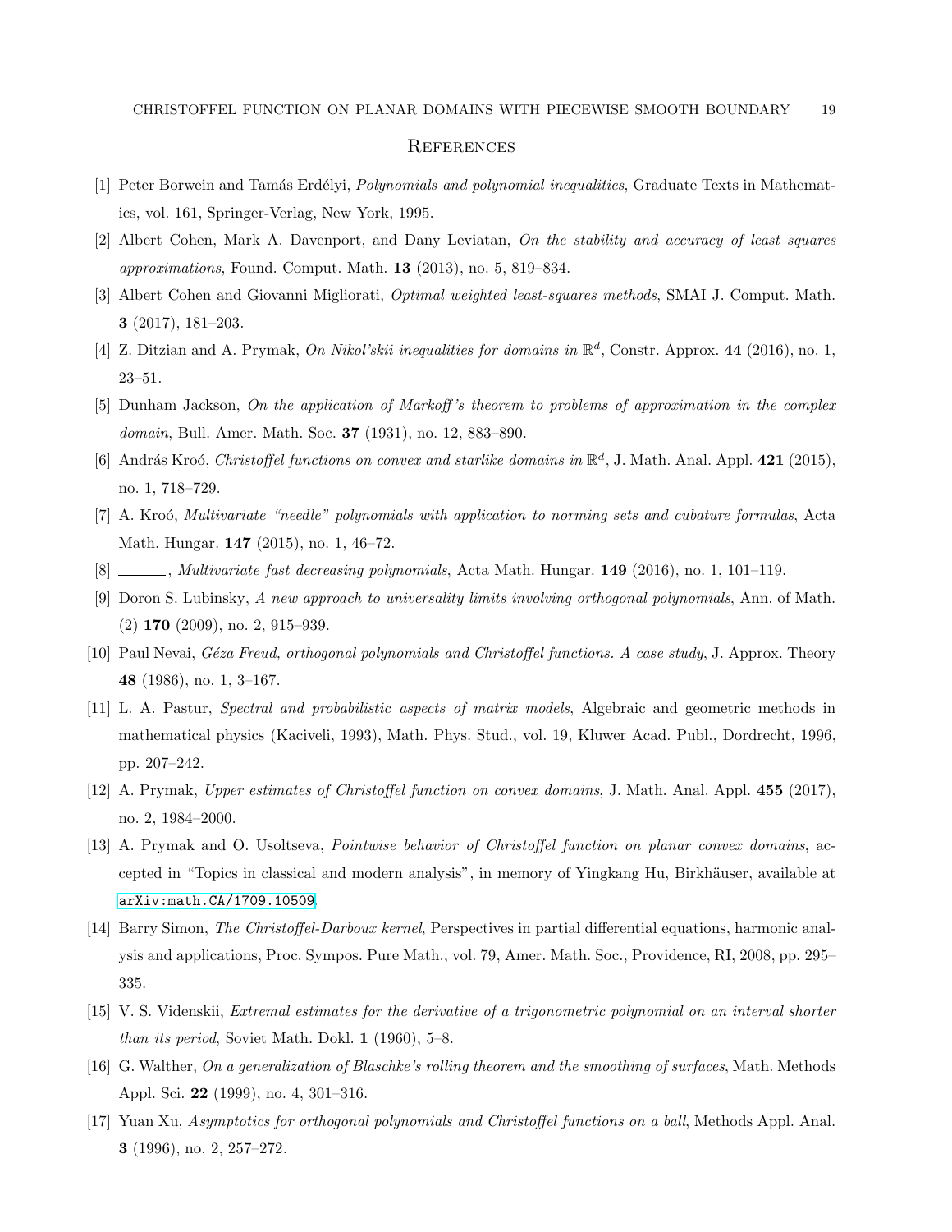## References

[1] Peter Borwein and Tamás Erdélyi, *Polynomials and polynomial inequalities*, Graduate Texts in Mathematics, vol. 161, Springer-Verlag, New York, 1995.

[2] Albert Cohen, Mark A. Davenport, and Dany Leviatan, *On the stability and accuracy of least squares approximations*, Found. Comput. Math. **13** (2013), no. 5, 819–834.

[3] Albert Cohen and Giovanni Migliorati, *Optimal weighted least-squares methods*, SMAI J. Comput. Math. **3** (2017), 181–203.

[4] Z. Ditzian and A. Prymak, *On Nikol'skii inequalities for domains in* $\mathbb{R}^d$, Constr. Approx. **44** (2016), no. 1, 23–51.

[5] Dunham Jackson, *On the application of Markoff's theorem to problems of approximation in the complex domain*, Bull. Amer. Math. Soc. **37** (1931), no. 12, 883–890.

[6] András Kroó, *Christoffel functions on convex and starlike domains in* $\mathbb{R}^d$, J. Math. Anal. Appl. **421** (2015), no. 1, 718–729.

[7] A. Kroó, *Multivariate "needle" polynomials with application to norming sets and cubature formulas*, Acta Math. Hungar. **147** (2015), no. 1, 46–72.

[8] ______, *Multivariate fast decreasing polynomials*, Acta Math. Hungar. **149** (2016), no. 1, 101–119.

[9] Doron S. Lubinsky, *A new approach to universality limits involving orthogonal polynomials*, Ann. of Math. (2) **170** (2009), no. 2, 915–939.

[10] Paul Nevai, *Géza Freud, orthogonal polynomials and Christoffel functions. A case study*, J. Approx. Theory **48** (1986), no. 1, 3–167.

[11] L. A. Pastur, *Spectral and probabilistic aspects of matrix models*, Algebraic and geometric methods in mathematical physics (Kaciveli, 1993), Math. Phys. Stud., vol. 19, Kluwer Acad. Publ., Dordrecht, 1996, pp. 207–242.

[12] A. Prymak, *Upper estimates of Christoffel function on convex domains*, J. Math. Anal. Appl. **455** (2017), no. 2, 1984–2000.

[13] A. Prymak and O. Usoltseva, *Pointwise behavior of Christoffel function on planar convex domains*, accepted in "Topics in classical and modern analysis", in memory of Yingkang Hu, Birkhäuser, available at arXiv:math.CA/1709.10509.

[14] Barry Simon, *The Christoffel-Darboux kernel*, Perspectives in partial differential equations, harmonic analysis and applications, Proc. Sympos. Pure Math., vol. 79, Amer. Math. Soc., Providence, RI, 2008, pp. 295–335.

[15] V. S. Videnskii, *Extremal estimates for the derivative of a trigonometric polynomial on an interval shorter than its period*, Soviet Math. Dokl. **1** (1960), 5–8.

[16] G. Walther, *On a generalization of Blaschke's rolling theorem and the smoothing of surfaces*, Math. Methods Appl. Sci. **22** (1999), no. 4, 301–316.

[17] Yuan Xu, *Asymptotics for orthogonal polynomials and Christoffel functions on a ball*, Methods Appl. Anal. **3** (1996), no. 2, 257–272.